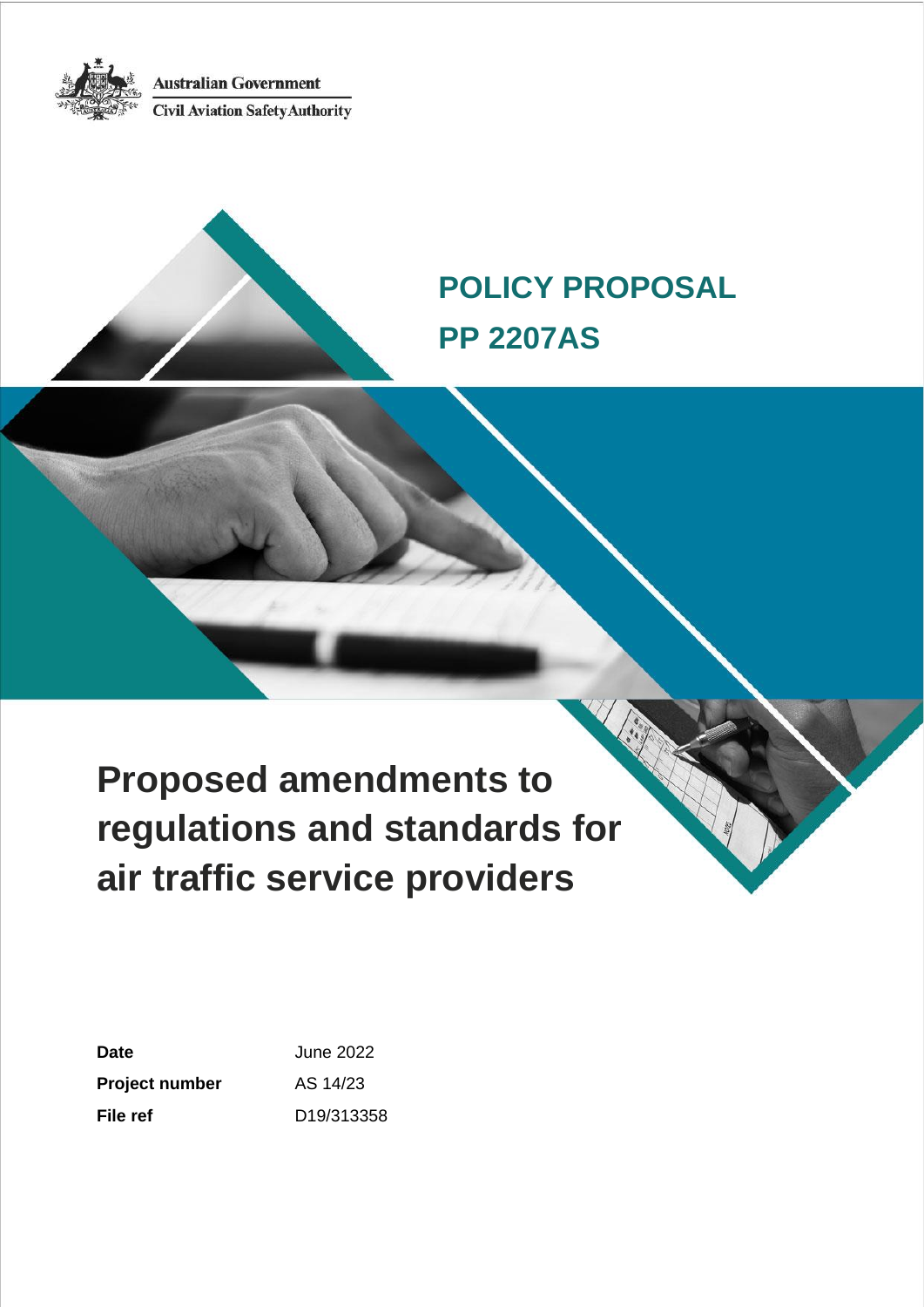Australian Government

Civil Aviation Safety Authority

# POLICY PROPOSAL

# PP 2207AS

# Proposed amendments to regulations and standards for air traffic service providers

| | |
|---|---|
| **Date** | June 2022 |
| **Project number** | AS 14/23 |
| **File ref** | D19/313358 |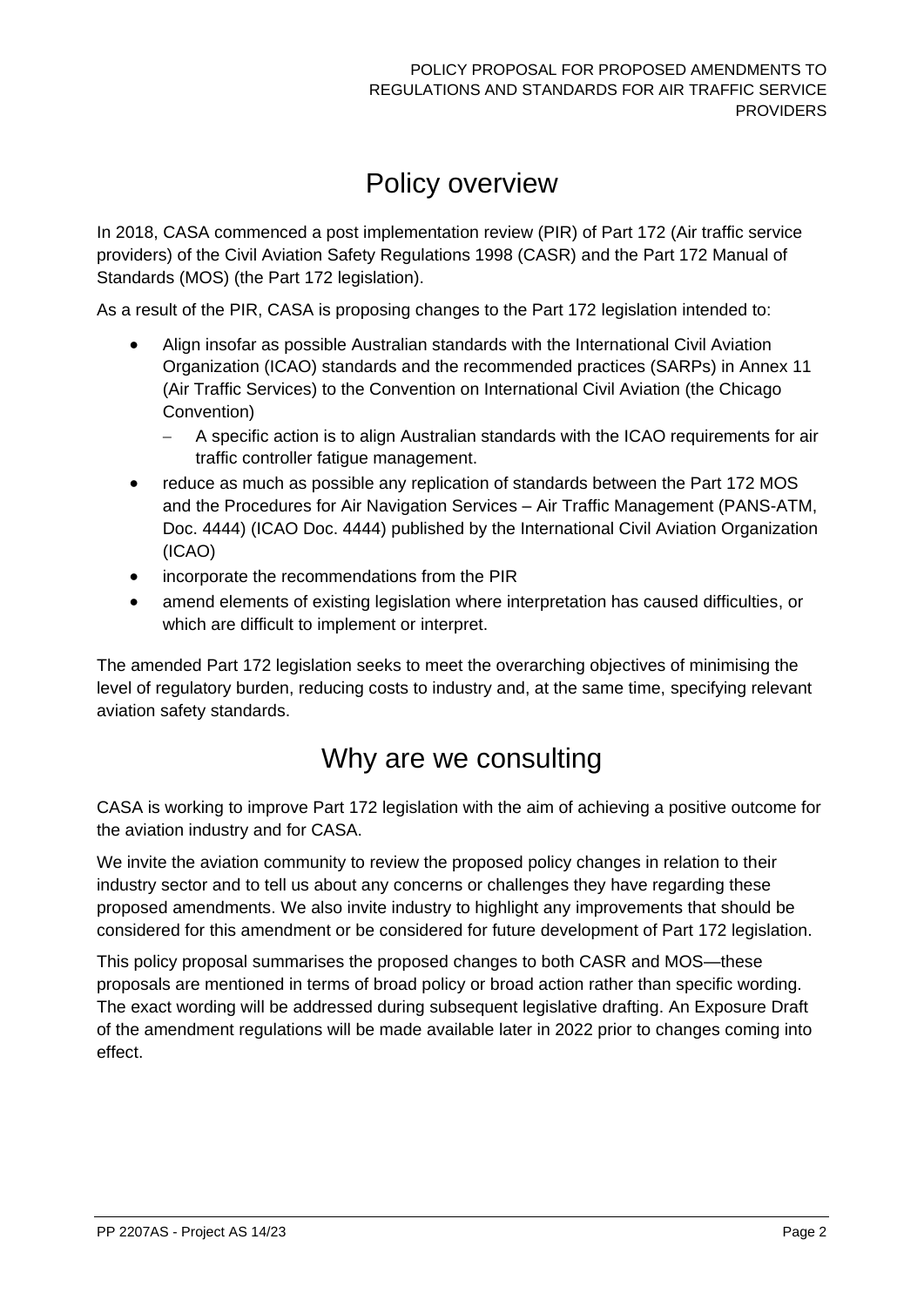# Policy overview

In 2018, CASA commenced a post implementation review (PIR) of Part 172 (Air traffic service providers) of the Civil Aviation Safety Regulations 1998 (CASR) and the Part 172 Manual of Standards (MOS) (the Part 172 legislation).

As a result of the PIR, CASA is proposing changes to the Part 172 legislation intended to:

- Align insofar as possible Australian standards with the International Civil Aviation Organization (ICAO) standards and the recommended practices (SARPs) in Annex 11 (Air Traffic Services) to the Convention on International Civil Aviation (the Chicago Convention)
  - A specific action is to align Australian standards with the ICAO requirements for air traffic controller fatigue management.
- reduce as much as possible any replication of standards between the Part 172 MOS and the Procedures for Air Navigation Services – Air Traffic Management (PANS-ATM, Doc. 4444) (ICAO Doc. 4444) published by the International Civil Aviation Organization (ICAO)
- incorporate the recommendations from the PIR
- amend elements of existing legislation where interpretation has caused difficulties, or which are difficult to implement or interpret.

The amended Part 172 legislation seeks to meet the overarching objectives of minimising the level of regulatory burden, reducing costs to industry and, at the same time, specifying relevant aviation safety standards.

# Why are we consulting

CASA is working to improve Part 172 legislation with the aim of achieving a positive outcome for the aviation industry and for CASA.

We invite the aviation community to review the proposed policy changes in relation to their industry sector and to tell us about any concerns or challenges they have regarding these proposed amendments. We also invite industry to highlight any improvements that should be considered for this amendment or be considered for future development of Part 172 legislation.

This policy proposal summarises the proposed changes to both CASR and MOS—these proposals are mentioned in terms of broad policy or broad action rather than specific wording. The exact wording will be addressed during subsequent legislative drafting. An Exposure Draft of the amendment regulations will be made available later in 2022 prior to changes coming into effect.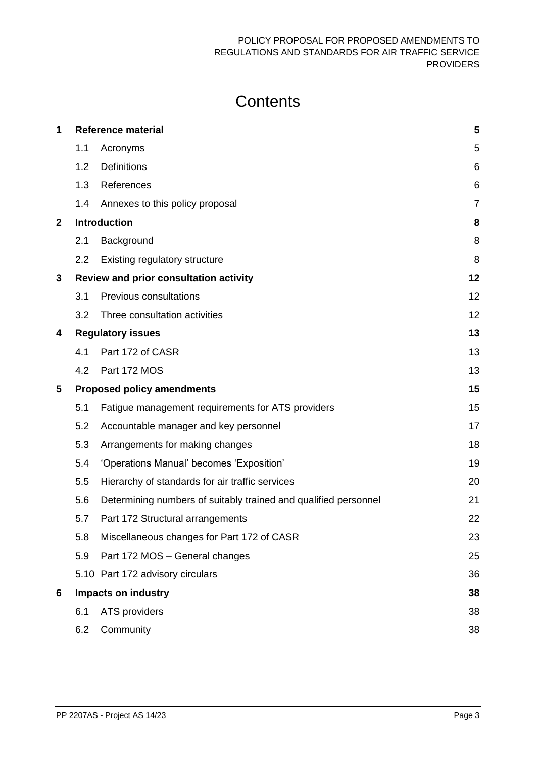# Contents

| | | | |
|---|---|---|---|
| **1** | **Reference material** | | **5** |
| | 1.1 | Acronyms | 5 |
| | 1.2 | Definitions | 6 |
| | 1.3 | References | 6 |
| | 1.4 | Annexes to this policy proposal | 7 |
| **2** | **Introduction** | | **8** |
| | 2.1 | Background | 8 |
| | 2.2 | Existing regulatory structure | 8 |
| **3** | **Review and prior consultation activity** | | **12** |
| | 3.1 | Previous consultations | 12 |
| | 3.2 | Three consultation activities | 12 |
| **4** | **Regulatory issues** | | **13** |
| | 4.1 | Part 172 of CASR | 13 |
| | 4.2 | Part 172 MOS | 13 |
| **5** | **Proposed policy amendments** | | **15** |
| | 5.1 | Fatigue management requirements for ATS providers | 15 |
| | 5.2 | Accountable manager and key personnel | 17 |
| | 5.3 | Arrangements for making changes | 18 |
| | 5.4 | 'Operations Manual' becomes 'Exposition' | 19 |
| | 5.5 | Hierarchy of standards for air traffic services | 20 |
| | 5.6 | Determining numbers of suitably trained and qualified personnel | 21 |
| | 5.7 | Part 172 Structural arrangements | 22 |
| | 5.8 | Miscellaneous changes for Part 172 of CASR | 23 |
| | 5.9 | Part 172 MOS – General changes | 25 |
| | 5.10 | Part 172 advisory circulars | 36 |
| **6** | **Impacts on industry** | | **38** |
| | 6.1 | ATS providers | 38 |
| | 6.2 | Community | 38 |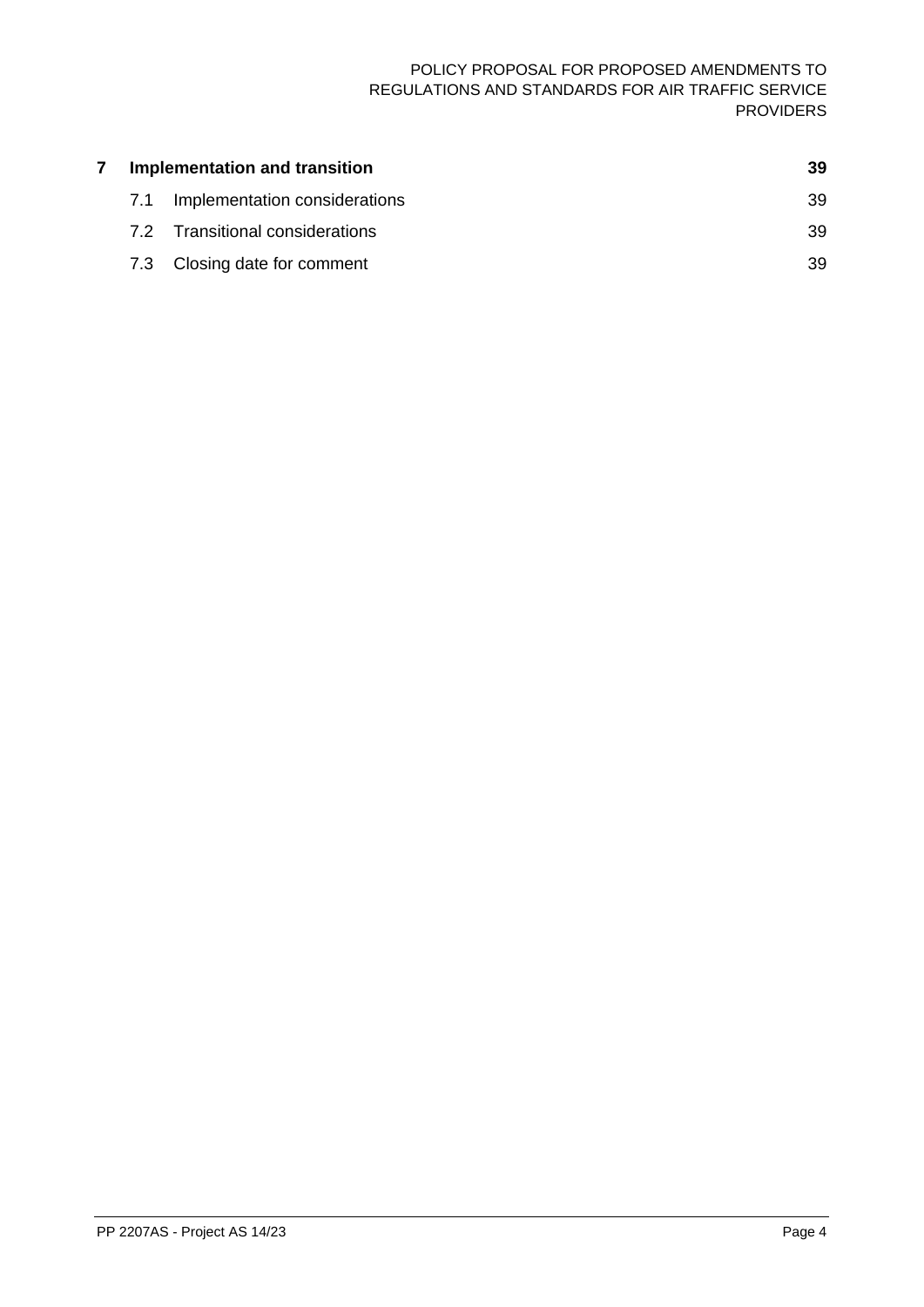| | | |
|---|---|---|
| **7** | **Implementation and transition** | **39** |
| 7.1 | Implementation considerations | 39 |
| 7.2 | Transitional considerations | 39 |
| 7.3 | Closing date for comment | 39 |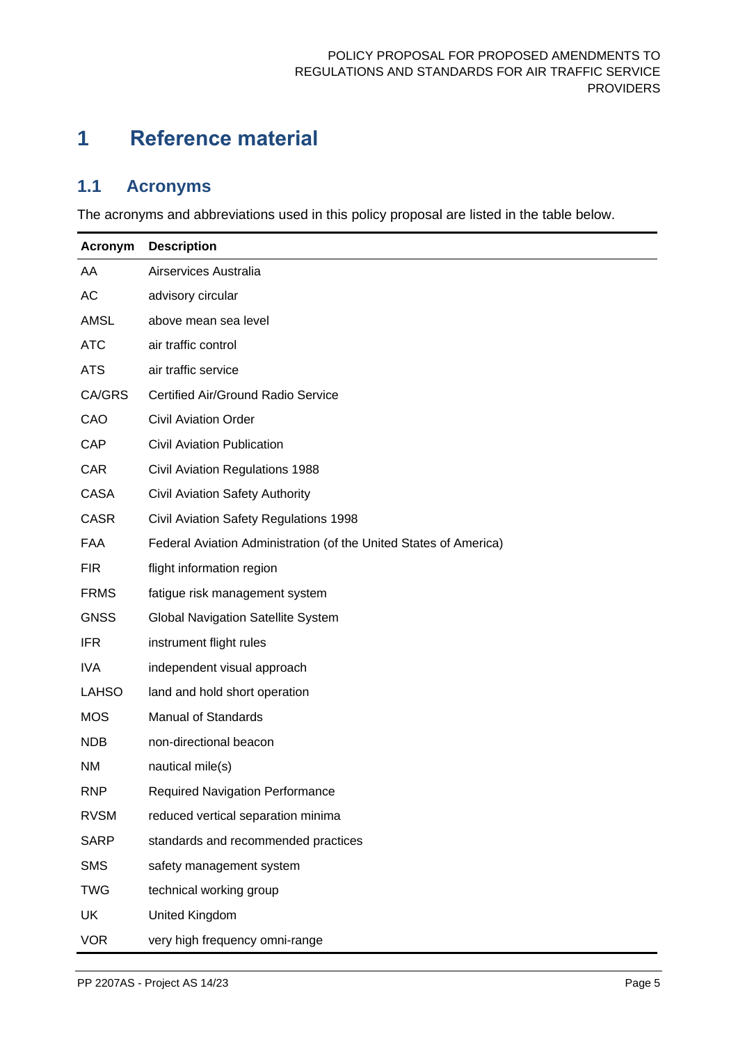# 1 Reference material

## 1.1 Acronyms

The acronyms and abbreviations used in this policy proposal are listed in the table below.

| Acronym | Description |
|---|---|
| AA | Airservices Australia |
| AC | advisory circular |
| AMSL | above mean sea level |
| ATC | air traffic control |
| ATS | air traffic service |
| CA/GRS | Certified Air/Ground Radio Service |
| CAO | Civil Aviation Order |
| CAP | Civil Aviation Publication |
| CAR | Civil Aviation Regulations 1988 |
| CASA | Civil Aviation Safety Authority |
| CASR | Civil Aviation Safety Regulations 1998 |
| FAA | Federal Aviation Administration (of the United States of America) |
| FIR | flight information region |
| FRMS | fatigue risk management system |
| GNSS | Global Navigation Satellite System |
| IFR | instrument flight rules |
| IVA | independent visual approach |
| LAHSO | land and hold short operation |
| MOS | Manual of Standards |
| NDB | non-directional beacon |
| NM | nautical mile(s) |
| RNP | Required Navigation Performance |
| RVSM | reduced vertical separation minima |
| SARP | standards and recommended practices |
| SMS | safety management system |
| TWG | technical working group |
| UK | United Kingdom |
| VOR | very high frequency omni-range |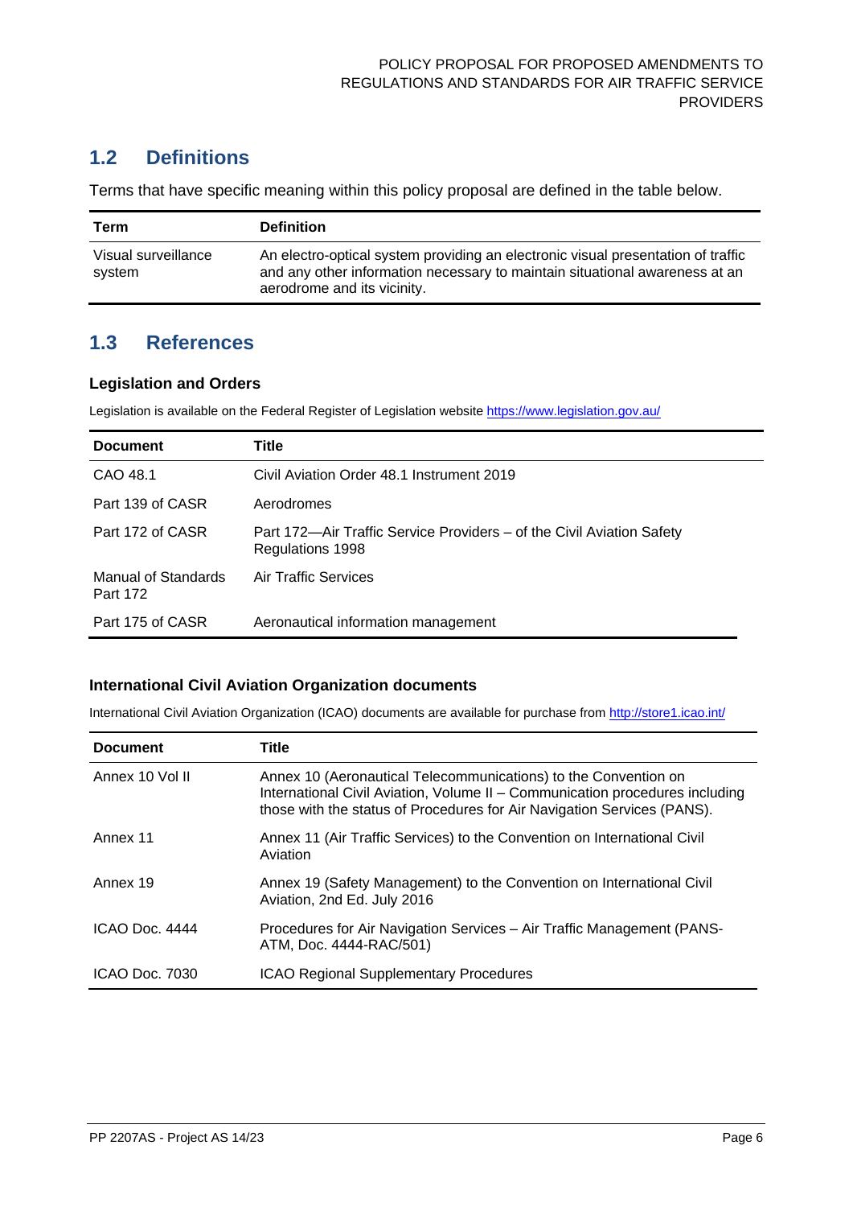## 1.2 Definitions

Terms that have specific meaning within this policy proposal are defined in the table below.

| Term | Definition |
| --- | --- |
| Visual surveillance system | An electro-optical system providing an electronic visual presentation of traffic and any other information necessary to maintain situational awareness at an aerodrome and its vicinity. |

## 1.3 References

### Legislation and Orders

Legislation is available on the Federal Register of Legislation website https://www.legislation.gov.au/

| Document | Title |
| --- | --- |
| CAO 48.1 | Civil Aviation Order 48.1 Instrument 2019 |
| Part 139 of CASR | Aerodromes |
| Part 172 of CASR | Part 172—Air Traffic Service Providers – of the Civil Aviation Safety Regulations 1998 |
| Manual of Standards Part 172 | Air Traffic Services |
| Part 175 of CASR | Aeronautical information management |

### International Civil Aviation Organization documents

International Civil Aviation Organization (ICAO) documents are available for purchase from http://store1.icao.int/

| Document | Title |
| --- | --- |
| Annex 10 Vol II | Annex 10 (Aeronautical Telecommunications) to the Convention on International Civil Aviation, Volume II – Communication procedures including those with the status of Procedures for Air Navigation Services (PANS). |
| Annex 11 | Annex 11 (Air Traffic Services) to the Convention on International Civil Aviation |
| Annex 19 | Annex 19 (Safety Management) to the Convention on International Civil Aviation, 2nd Ed. July 2016 |
| ICAO Doc. 4444 | Procedures for Air Navigation Services – Air Traffic Management (PANS-ATM, Doc. 4444-RAC/501) |
| ICAO Doc. 7030 | ICAO Regional Supplementary Procedures |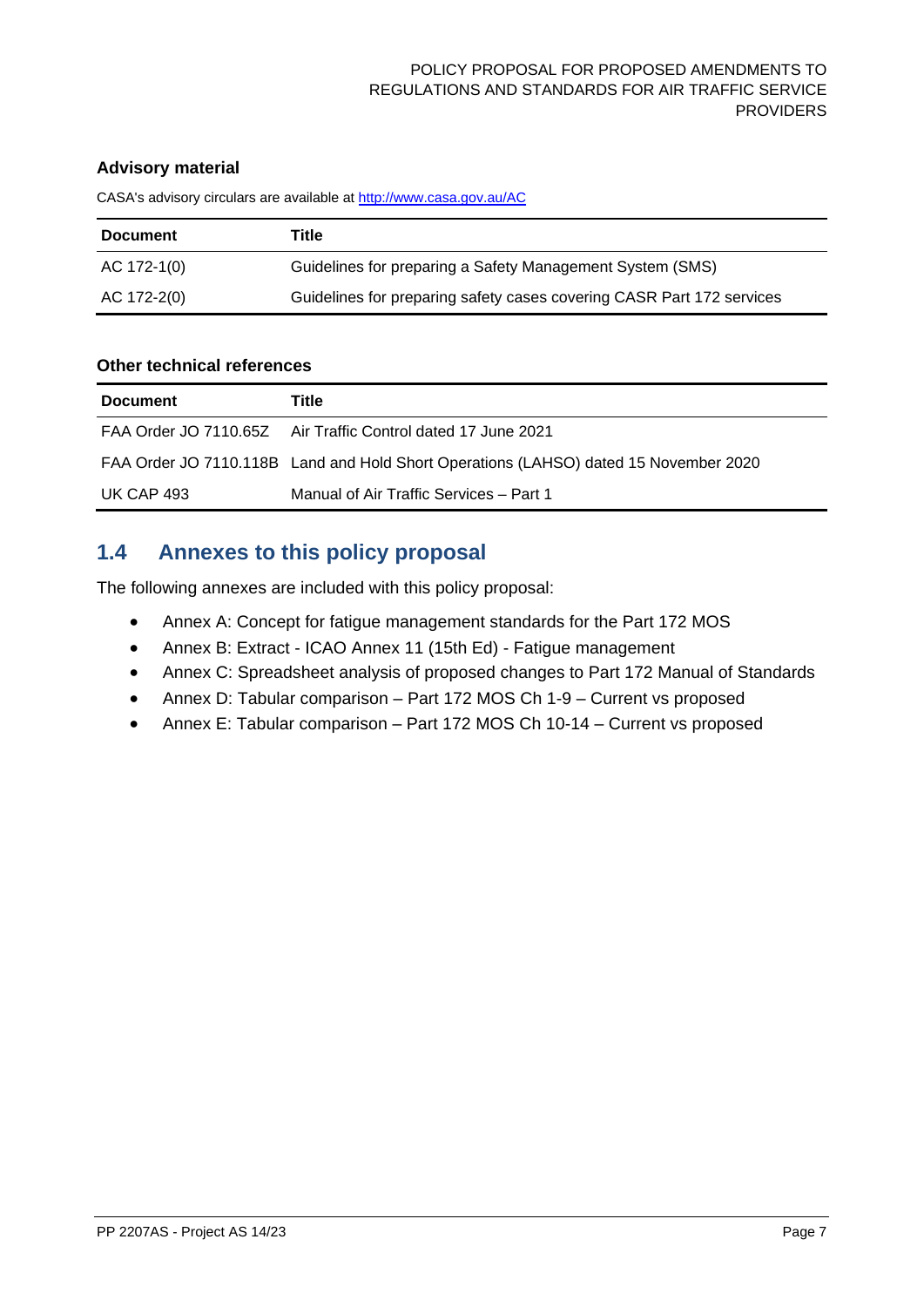### Advisory material

CASA's advisory circulars are available at [http://www.casa.gov.au/AC](http://www.casa.gov.au/AC)

| Document | Title |
| --- | --- |
| AC 172-1(0) | Guidelines for preparing a Safety Management System (SMS) |
| AC 172-2(0) | Guidelines for preparing safety cases covering CASR Part 172 services |

### Other technical references

| Document | Title |
| --- | --- |
| FAA Order JO 7110.65Z | Air Traffic Control dated 17 June 2021 |
| FAA Order JO 7110.118B | Land and Hold Short Operations (LAHSO) dated 15 November 2020 |
| UK CAP 493 | Manual of Air Traffic Services – Part 1 |

## 1.4 Annexes to this policy proposal

The following annexes are included with this policy proposal:

- Annex A: Concept for fatigue management standards for the Part 172 MOS
- Annex B: Extract - ICAO Annex 11 (15th Ed) - Fatigue management
- Annex C: Spreadsheet analysis of proposed changes to Part 172 Manual of Standards
- Annex D: Tabular comparison – Part 172 MOS Ch 1-9 – Current vs proposed
- Annex E: Tabular comparison – Part 172 MOS Ch 10-14 – Current vs proposed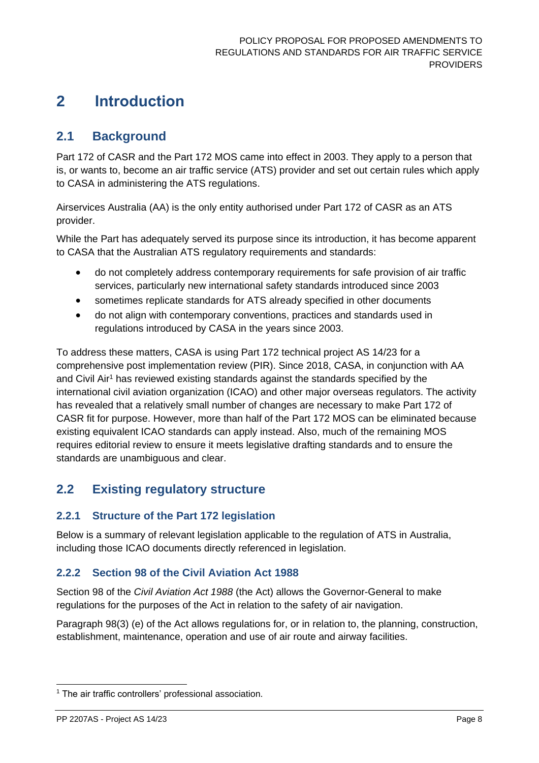# 2 Introduction

## 2.1 Background

Part 172 of CASR and the Part 172 MOS came into effect in 2003. They apply to a person that is, or wants to, become an air traffic service (ATS) provider and set out certain rules which apply to CASA in administering the ATS regulations.

Airservices Australia (AA) is the only entity authorised under Part 172 of CASR as an ATS provider.

While the Part has adequately served its purpose since its introduction, it has become apparent to CASA that the Australian ATS regulatory requirements and standards:

- do not completely address contemporary requirements for safe provision of air traffic services, particularly new international safety standards introduced since 2003
- sometimes replicate standards for ATS already specified in other documents
- do not align with contemporary conventions, practices and standards used in regulations introduced by CASA in the years since 2003.

To address these matters, CASA is using Part 172 technical project AS 14/23 for a comprehensive post implementation review (PIR). Since 2018, CASA, in conjunction with AA and Civil Air[1] has reviewed existing standards against the standards specified by the international civil aviation organization (ICAO) and other major overseas regulators. The activity has revealed that a relatively small number of changes are necessary to make Part 172 of CASR fit for purpose. However, more than half of the Part 172 MOS can be eliminated because existing equivalent ICAO standards can apply instead. Also, much of the remaining MOS requires editorial review to ensure it meets legislative drafting standards and to ensure the standards are unambiguous and clear.

## 2.2 Existing regulatory structure

### 2.2.1 Structure of the Part 172 legislation

Below is a summary of relevant legislation applicable to the regulation of ATS in Australia, including those ICAO documents directly referenced in legislation.

### 2.2.2 Section 98 of the Civil Aviation Act 1988

Section 98 of the *Civil Aviation Act 1988* (the Act) allows the Governor-General to make regulations for the purposes of the Act in relation to the safety of air navigation.

Paragraph 98(3) (e) of the Act allows regulations for, or in relation to, the planning, construction, establishment, maintenance, operation and use of air route and airway facilities.

[1] The air traffic controllers' professional association.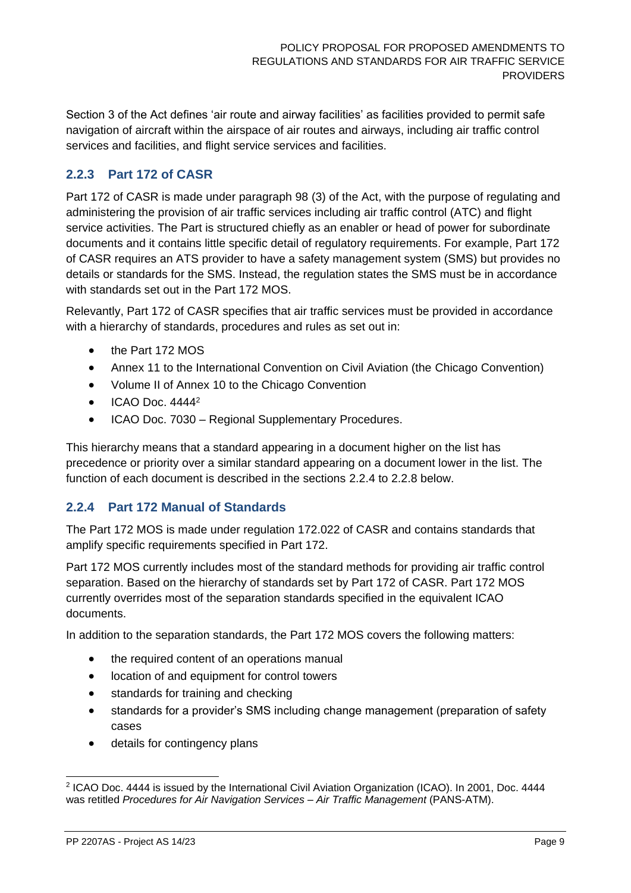Section 3 of the Act defines 'air route and airway facilities' as facilities provided to permit safe navigation of aircraft within the airspace of air routes and airways, including air traffic control services and facilities, and flight service services and facilities.

### 2.2.3 Part 172 of CASR

Part 172 of CASR is made under paragraph 98 (3) of the Act, with the purpose of regulating and administering the provision of air traffic services including air traffic control (ATC) and flight service activities. The Part is structured chiefly as an enabler or head of power for subordinate documents and it contains little specific detail of regulatory requirements. For example, Part 172 of CASR requires an ATS provider to have a safety management system (SMS) but provides no details or standards for the SMS. Instead, the regulation states the SMS must be in accordance with standards set out in the Part 172 MOS.

Relevantly, Part 172 of CASR specifies that air traffic services must be provided in accordance with a hierarchy of standards, procedures and rules as set out in:

- the Part 172 MOS
- Annex 11 to the International Convention on Civil Aviation (the Chicago Convention)
- Volume II of Annex 10 to the Chicago Convention
- ICAO Doc. 4444[2]
- ICAO Doc. 7030 – Regional Supplementary Procedures.

This hierarchy means that a standard appearing in a document higher on the list has precedence or priority over a similar standard appearing on a document lower in the list. The function of each document is described in the sections 2.2.4 to 2.2.8 below.

### 2.2.4 Part 172 Manual of Standards

The Part 172 MOS is made under regulation 172.022 of CASR and contains standards that amplify specific requirements specified in Part 172.

Part 172 MOS currently includes most of the standard methods for providing air traffic control separation. Based on the hierarchy of standards set by Part 172 of CASR. Part 172 MOS currently overrides most of the separation standards specified in the equivalent ICAO documents.

In addition to the separation standards, the Part 172 MOS covers the following matters:

- the required content of an operations manual
- location of and equipment for control towers
- standards for training and checking
- standards for a provider's SMS including change management (preparation of safety cases
- details for contingency plans

[2] ICAO Doc. 4444 is issued by the International Civil Aviation Organization (ICAO). In 2001, Doc. 4444 was retitled *Procedures for Air Navigation Services – Air Traffic Management* (PANS-ATM).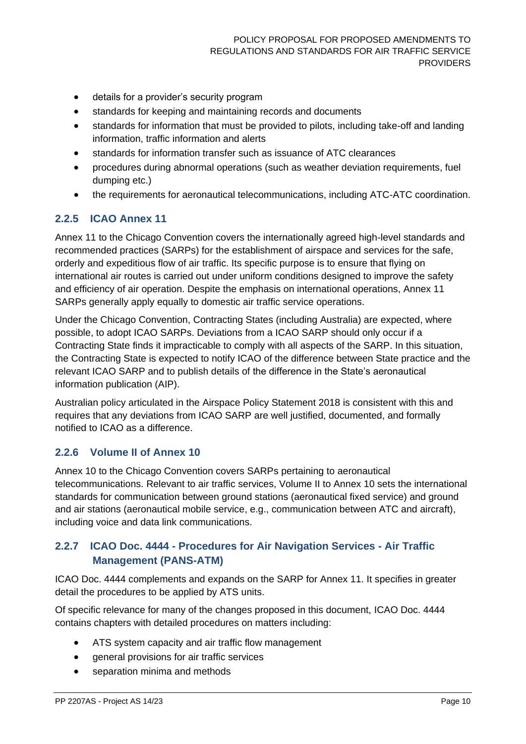- details for a provider's security program
- standards for keeping and maintaining records and documents
- standards for information that must be provided to pilots, including take-off and landing information, traffic information and alerts
- standards for information transfer such as issuance of ATC clearances
- procedures during abnormal operations (such as weather deviation requirements, fuel dumping etc.)
- the requirements for aeronautical telecommunications, including ATC-ATC coordination.

### 2.2.5 ICAO Annex 11

Annex 11 to the Chicago Convention covers the internationally agreed high-level standards and recommended practices (SARPs) for the establishment of airspace and services for the safe, orderly and expeditious flow of air traffic. Its specific purpose is to ensure that flying on international air routes is carried out under uniform conditions designed to improve the safety and efficiency of air operation. Despite the emphasis on international operations, Annex 11 SARPs generally apply equally to domestic air traffic service operations.

Under the Chicago Convention, Contracting States (including Australia) are expected, where possible, to adopt ICAO SARPs. Deviations from a ICAO SARP should only occur if a Contracting State finds it impracticable to comply with all aspects of the SARP. In this situation, the Contracting State is expected to notify ICAO of the difference between State practice and the relevant ICAO SARP and to publish details of the difference in the State's aeronautical information publication (AIP).

Australian policy articulated in the Airspace Policy Statement 2018 is consistent with this and requires that any deviations from ICAO SARP are well justified, documented, and formally notified to ICAO as a difference.

### 2.2.6 Volume II of Annex 10

Annex 10 to the Chicago Convention covers SARPs pertaining to aeronautical telecommunications. Relevant to air traffic services, Volume II to Annex 10 sets the international standards for communication between ground stations (aeronautical fixed service) and ground and air stations (aeronautical mobile service, e.g., communication between ATC and aircraft), including voice and data link communications.

### 2.2.7 ICAO Doc. 4444 - Procedures for Air Navigation Services - Air Traffic Management (PANS-ATM)

ICAO Doc. 4444 complements and expands on the SARP for Annex 11. It specifies in greater detail the procedures to be applied by ATS units.

Of specific relevance for many of the changes proposed in this document, ICAO Doc. 4444 contains chapters with detailed procedures on matters including:

- ATS system capacity and air traffic flow management
- general provisions for air traffic services
- separation minima and methods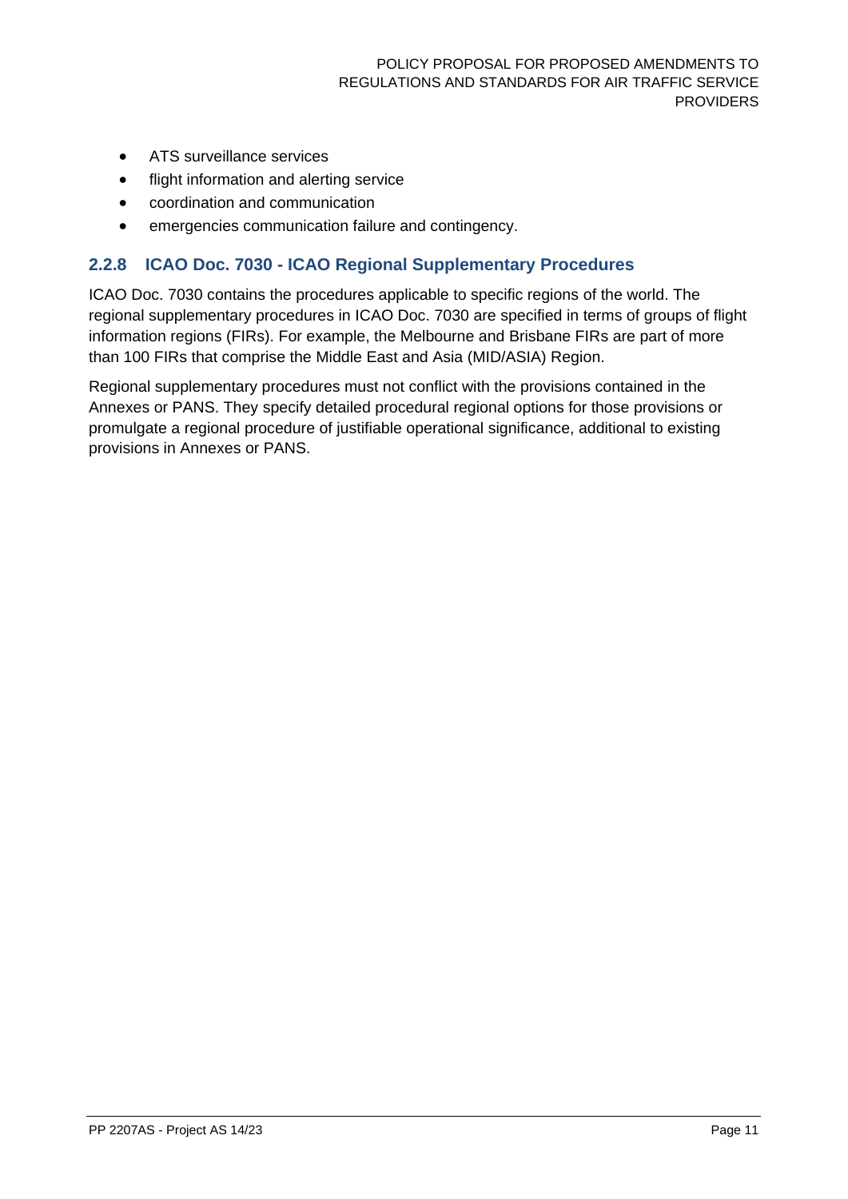- ATS surveillance services
- flight information and alerting service
- coordination and communication
- emergencies communication failure and contingency.

### 2.2.8 ICAO Doc. 7030 - ICAO Regional Supplementary Procedures

ICAO Doc. 7030 contains the procedures applicable to specific regions of the world. The regional supplementary procedures in ICAO Doc. 7030 are specified in terms of groups of flight information regions (FIRs). For example, the Melbourne and Brisbane FIRs are part of more than 100 FIRs that comprise the Middle East and Asia (MID/ASIA) Region.

Regional supplementary procedures must not conflict with the provisions contained in the Annexes or PANS. They specify detailed procedural regional options for those provisions or promulgate a regional procedure of justifiable operational significance, additional to existing provisions in Annexes or PANS.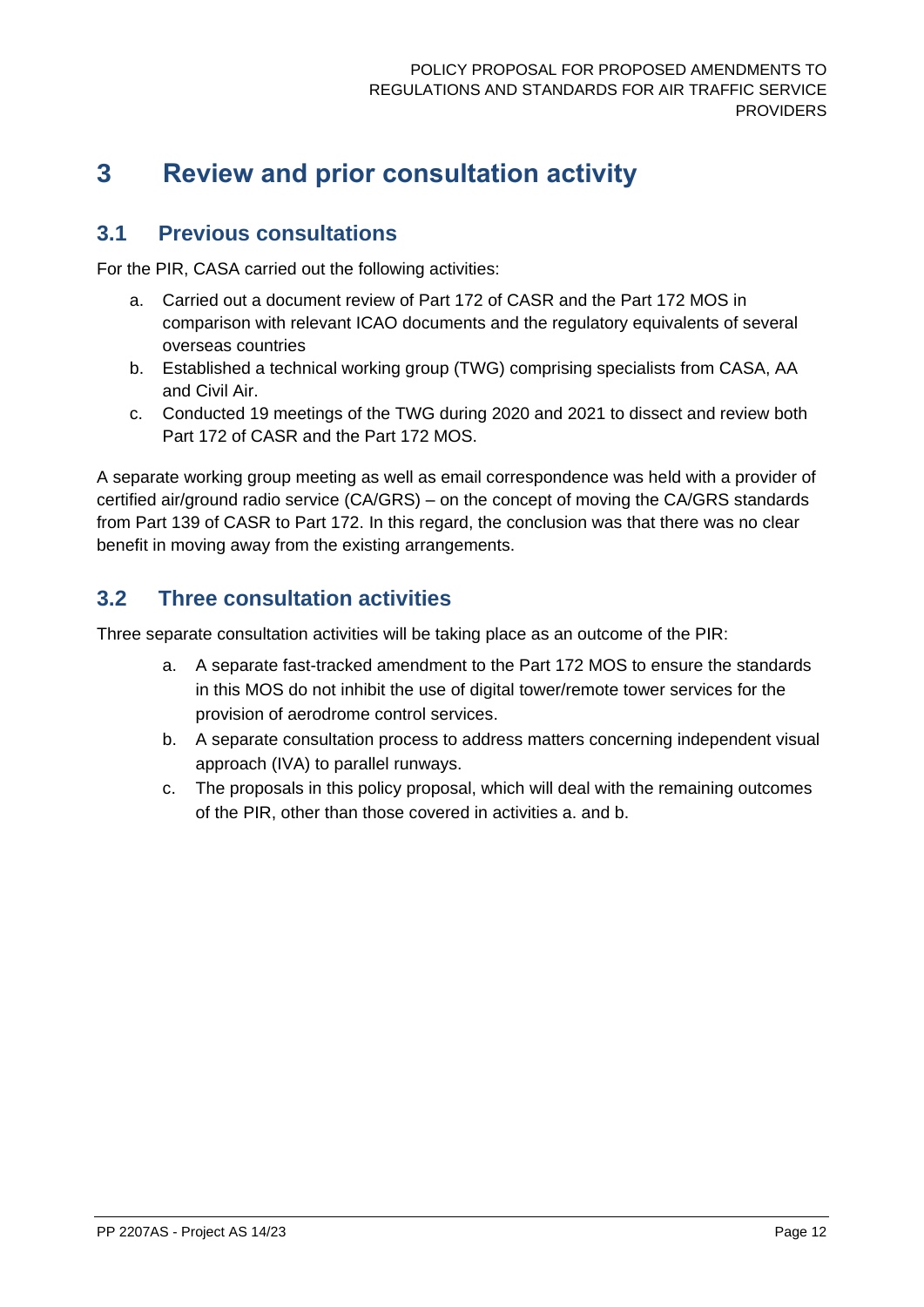# 3 Review and prior consultation activity

## 3.1 Previous consultations

For the PIR, CASA carried out the following activities:

a. Carried out a document review of Part 172 of CASR and the Part 172 MOS in comparison with relevant ICAO documents and the regulatory equivalents of several overseas countries
b. Established a technical working group (TWG) comprising specialists from CASA, AA and Civil Air.
c. Conducted 19 meetings of the TWG during 2020 and 2021 to dissect and review both Part 172 of CASR and the Part 172 MOS.

A separate working group meeting as well as email correspondence was held with a provider of certified air/ground radio service (CA/GRS) – on the concept of moving the CA/GRS standards from Part 139 of CASR to Part 172. In this regard, the conclusion was that there was no clear benefit in moving away from the existing arrangements.

## 3.2 Three consultation activities

Three separate consultation activities will be taking place as an outcome of the PIR:

a. A separate fast-tracked amendment to the Part 172 MOS to ensure the standards in this MOS do not inhibit the use of digital tower/remote tower services for the provision of aerodrome control services.
b. A separate consultation process to address matters concerning independent visual approach (IVA) to parallel runways.
c. The proposals in this policy proposal, which will deal with the remaining outcomes of the PIR, other than those covered in activities a. and b.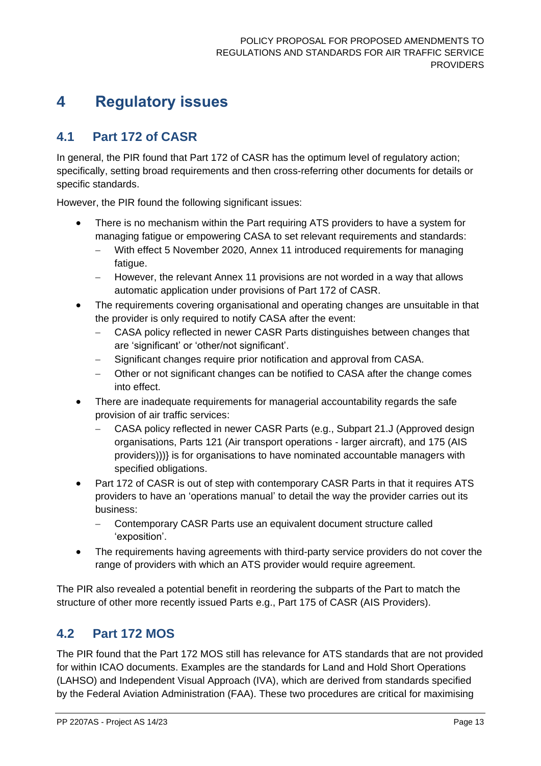# 4 Regulatory issues

## 4.1 Part 172 of CASR

In general, the PIR found that Part 172 of CASR has the optimum level of regulatory action; specifically, setting broad requirements and then cross-referring other documents for details or specific standards.

However, the PIR found the following significant issues:

- There is no mechanism within the Part requiring ATS providers to have a system for managing fatigue or empowering CASA to set relevant requirements and standards:
  - With effect 5 November 2020, Annex 11 introduced requirements for managing fatigue.
  - However, the relevant Annex 11 provisions are not worded in a way that allows automatic application under provisions of Part 172 of CASR.
- The requirements covering organisational and operating changes are unsuitable in that the provider is only required to notify CASA after the event:
  - CASA policy reflected in newer CASR Parts distinguishes between changes that are 'significant' or 'other/not significant'.
  - Significant changes require prior notification and approval from CASA.
  - Other or not significant changes can be notified to CASA after the change comes into effect.
- There are inadequate requirements for managerial accountability regards the safe provision of air traffic services:
  - CASA policy reflected in newer CASR Parts (e.g., Subpart 21.J (Approved design organisations, Parts 121 (Air transport operations - larger aircraft), and 175 (AIS providers)))} is for organisations to have nominated accountable managers with specified obligations.
- Part 172 of CASR is out of step with contemporary CASR Parts in that it requires ATS providers to have an 'operations manual' to detail the way the provider carries out its business:
  - Contemporary CASR Parts use an equivalent document structure called 'exposition'.
- The requirements having agreements with third-party service providers do not cover the range of providers with which an ATS provider would require agreement.

The PIR also revealed a potential benefit in reordering the subparts of the Part to match the structure of other more recently issued Parts e.g., Part 175 of CASR (AIS Providers).

## 4.2 Part 172 MOS

The PIR found that the Part 172 MOS still has relevance for ATS standards that are not provided for within ICAO documents. Examples are the standards for Land and Hold Short Operations (LAHSO) and Independent Visual Approach (IVA), which are derived from standards specified by the Federal Aviation Administration (FAA). These two procedures are critical for maximising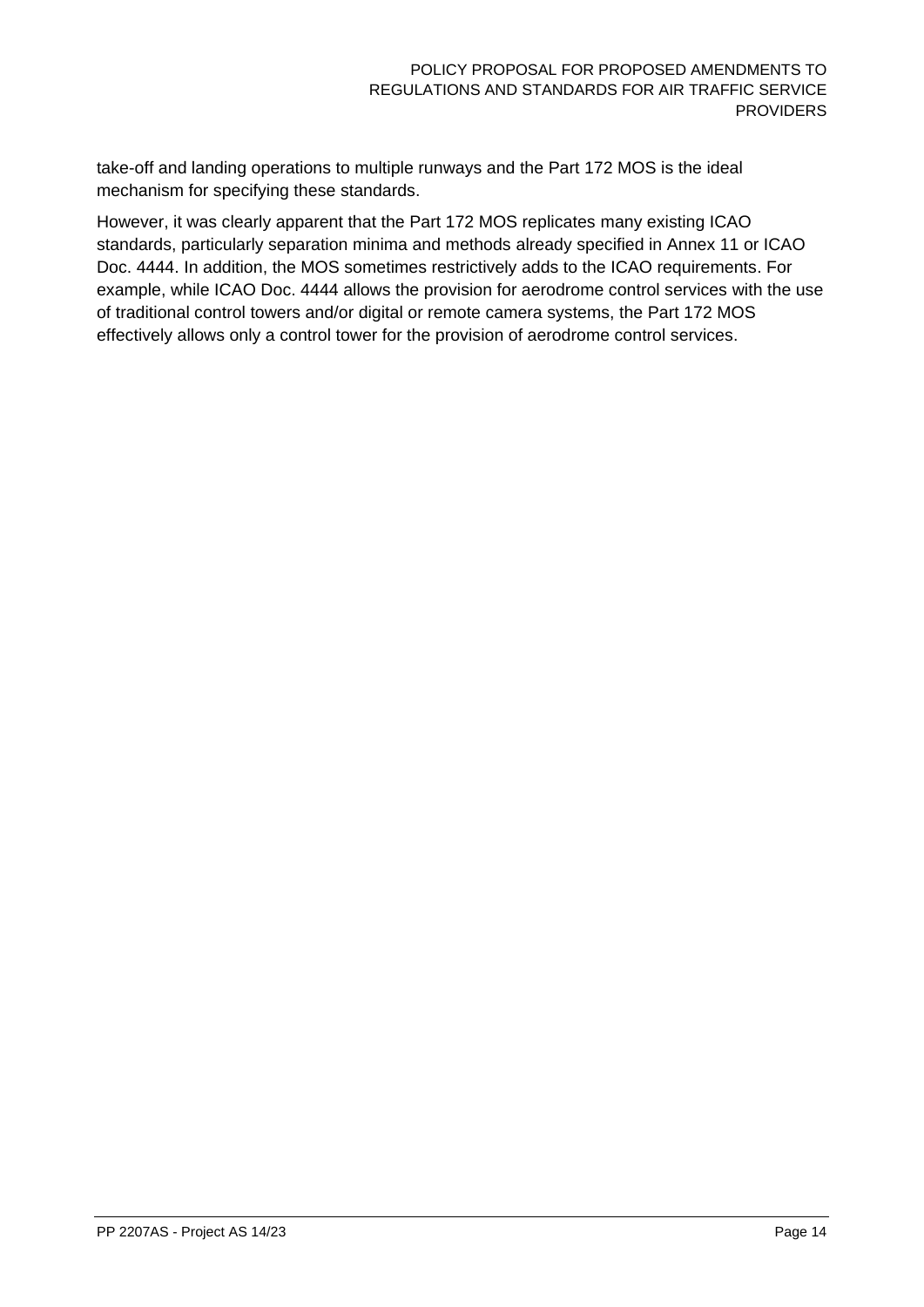take-off and landing operations to multiple runways and the Part 172 MOS is the ideal mechanism for specifying these standards.

However, it was clearly apparent that the Part 172 MOS replicates many existing ICAO standards, particularly separation minima and methods already specified in Annex 11 or ICAO Doc. 4444. In addition, the MOS sometimes restrictively adds to the ICAO requirements. For example, while ICAO Doc. 4444 allows the provision for aerodrome control services with the use of traditional control towers and/or digital or remote camera systems, the Part 172 MOS effectively allows only a control tower for the provision of aerodrome control services.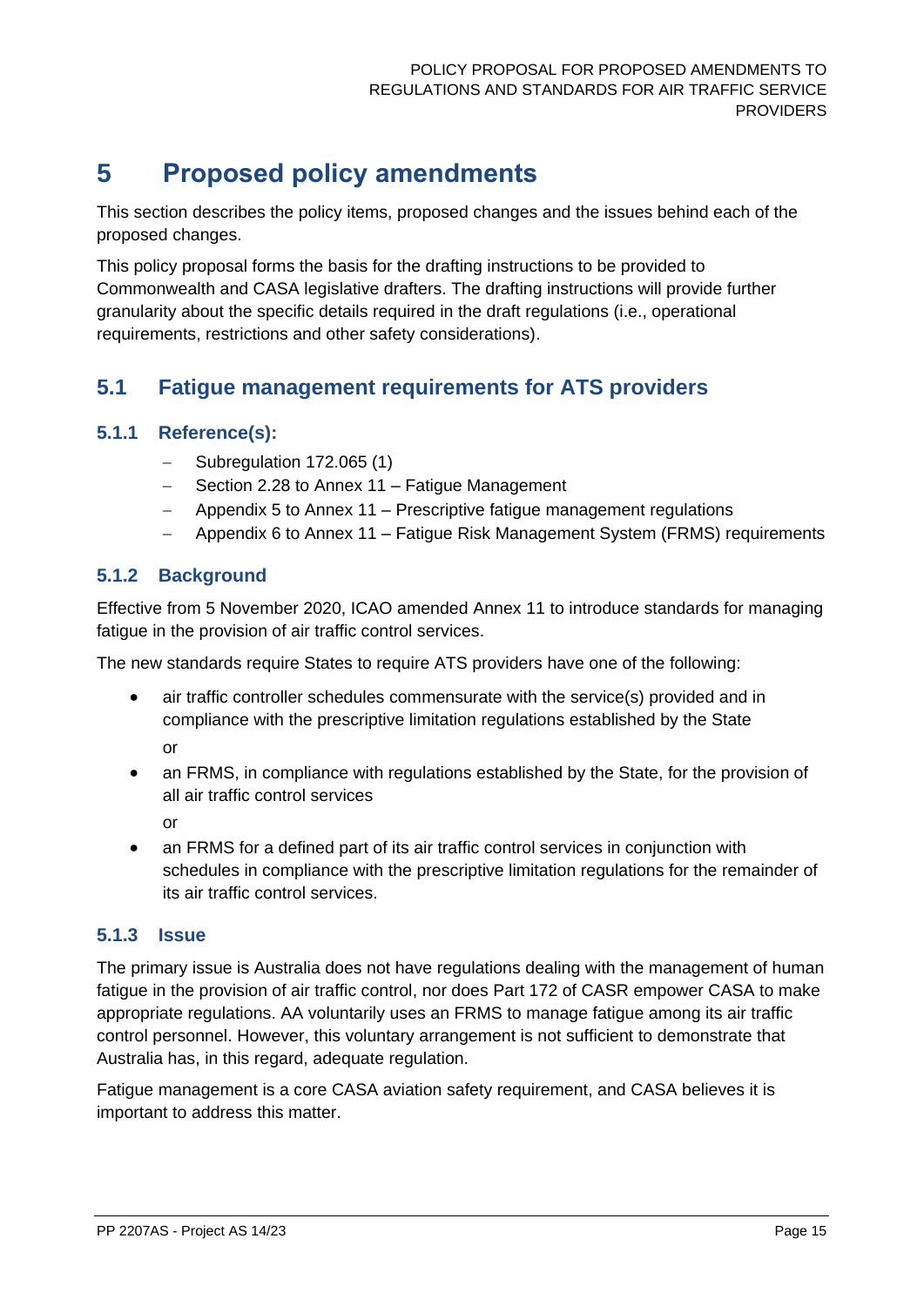# 5 Proposed policy amendments

This section describes the policy items, proposed changes and the issues behind each of the proposed changes.

This policy proposal forms the basis for the drafting instructions to be provided to Commonwealth and CASA legislative drafters. The drafting instructions will provide further granularity about the specific details required in the draft regulations (i.e., operational requirements, restrictions and other safety considerations).

## 5.1 Fatigue management requirements for ATS providers

### 5.1.1 Reference(s):

- Subregulation 172.065 (1)
- Section 2.28 to Annex 11 – Fatigue Management
- Appendix 5 to Annex 11 – Prescriptive fatigue management regulations
- Appendix 6 to Annex 11 – Fatigue Risk Management System (FRMS) requirements

### 5.1.2 Background

Effective from 5 November 2020, ICAO amended Annex 11 to introduce standards for managing fatigue in the provision of air traffic control services.

The new standards require States to require ATS providers have one of the following:

- air traffic controller schedules commensurate with the service(s) provided and in compliance with the prescriptive limitation regulations established by the State

  or

- an FRMS, in compliance with regulations established by the State, for the provision of all air traffic control services

  or

- an FRMS for a defined part of its air traffic control services in conjunction with schedules in compliance with the prescriptive limitation regulations for the remainder of its air traffic control services.

### 5.1.3 Issue

The primary issue is Australia does not have regulations dealing with the management of human fatigue in the provision of air traffic control, nor does Part 172 of CASR empower CASA to make appropriate regulations. AA voluntarily uses an FRMS to manage fatigue among its air traffic control personnel. However, this voluntary arrangement is not sufficient to demonstrate that Australia has, in this regard, adequate regulation.

Fatigue management is a core CASA aviation safety requirement, and CASA believes it is important to address this matter.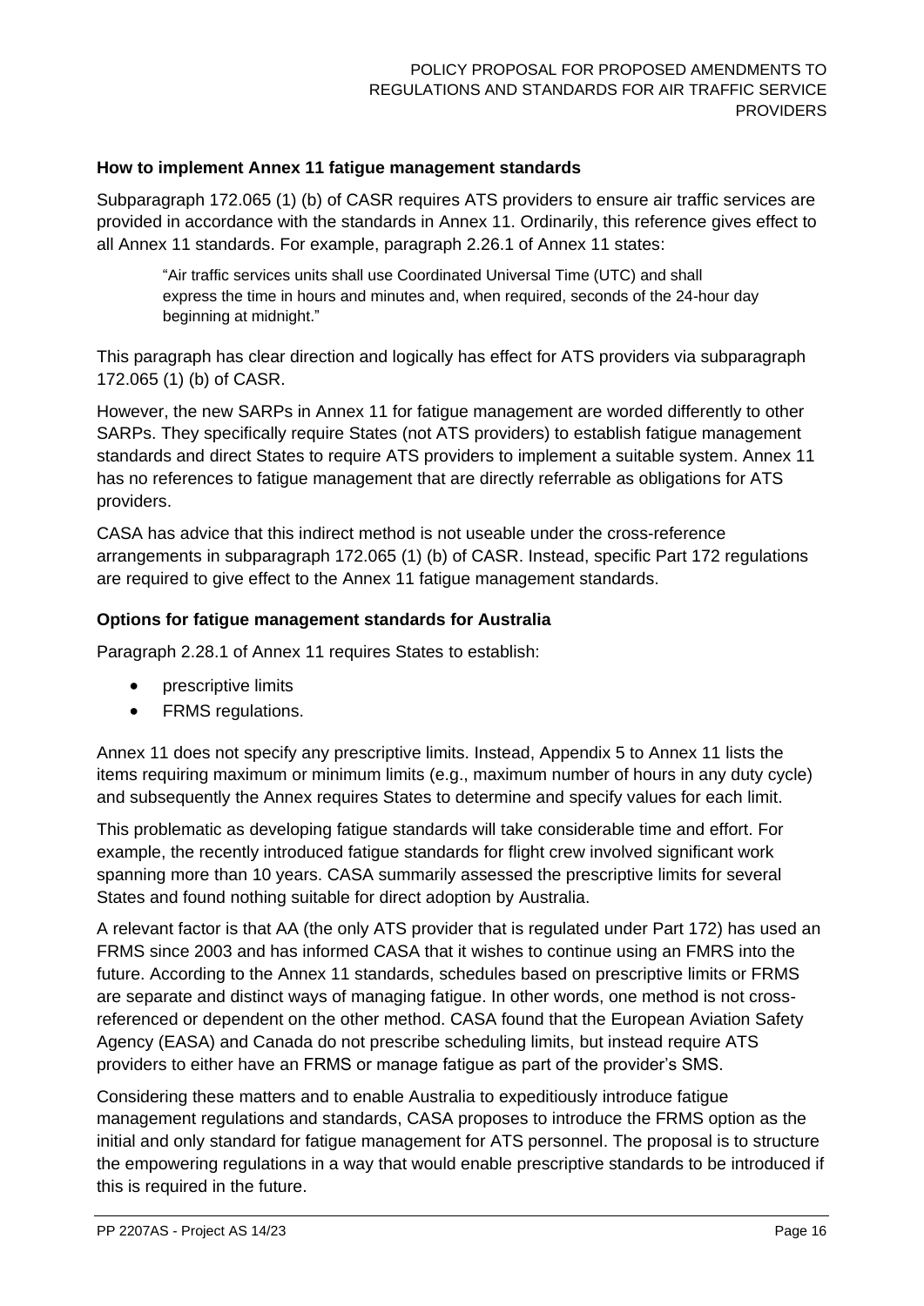### How to implement Annex 11 fatigue management standards

Subparagraph 172.065 (1) (b) of CASR requires ATS providers to ensure air traffic services are provided in accordance with the standards in Annex 11. Ordinarily, this reference gives effect to all Annex 11 standards. For example, paragraph 2.26.1 of Annex 11 states:

> "Air traffic services units shall use Coordinated Universal Time (UTC) and shall express the time in hours and minutes and, when required, seconds of the 24-hour day beginning at midnight."

This paragraph has clear direction and logically has effect for ATS providers via subparagraph 172.065 (1) (b) of CASR.

However, the new SARPs in Annex 11 for fatigue management are worded differently to other SARPs. They specifically require States (not ATS providers) to establish fatigue management standards and direct States to require ATS providers to implement a suitable system. Annex 11 has no references to fatigue management that are directly referrable as obligations for ATS providers.

CASA has advice that this indirect method is not useable under the cross-reference arrangements in subparagraph 172.065 (1) (b) of CASR. Instead, specific Part 172 regulations are required to give effect to the Annex 11 fatigue management standards.

### Options for fatigue management standards for Australia

Paragraph 2.28.1 of Annex 11 requires States to establish:

- prescriptive limits
- FRMS regulations.

Annex 11 does not specify any prescriptive limits. Instead, Appendix 5 to Annex 11 lists the items requiring maximum or minimum limits (e.g., maximum number of hours in any duty cycle) and subsequently the Annex requires States to determine and specify values for each limit.

This problematic as developing fatigue standards will take considerable time and effort. For example, the recently introduced fatigue standards for flight crew involved significant work spanning more than 10 years. CASA summarily assessed the prescriptive limits for several States and found nothing suitable for direct adoption by Australia.

A relevant factor is that AA (the only ATS provider that is regulated under Part 172) has used an FRMS since 2003 and has informed CASA that it wishes to continue using an FMRS into the future. According to the Annex 11 standards, schedules based on prescriptive limits or FRMS are separate and distinct ways of managing fatigue. In other words, one method is not cross-referenced or dependent on the other method. CASA found that the European Aviation Safety Agency (EASA) and Canada do not prescribe scheduling limits, but instead require ATS providers to either have an FRMS or manage fatigue as part of the provider's SMS.

Considering these matters and to enable Australia to expeditiously introduce fatigue management regulations and standards, CASA proposes to introduce the FRMS option as the initial and only standard for fatigue management for ATS personnel. The proposal is to structure the empowering regulations in a way that would enable prescriptive standards to be introduced if this is required in the future.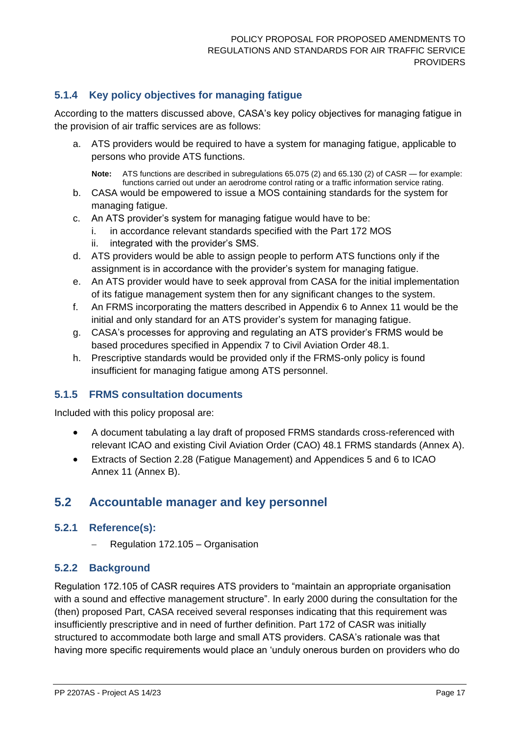### 5.1.4 Key policy objectives for managing fatigue

According to the matters discussed above, CASA's key policy objectives for managing fatigue in the provision of air traffic services are as follows:

a. ATS providers would be required to have a system for managing fatigue, applicable to persons who provide ATS functions.

   **Note:** ATS functions are described in subregulations 65.075 (2) and 65.130 (2) of CASR — for example: functions carried out under an aerodrome control rating or a traffic information service rating.

b. CASA would be empowered to issue a MOS containing standards for the system for managing fatigue.

c. An ATS provider's system for managing fatigue would have to be:
   i. in accordance relevant standards specified with the Part 172 MOS
   ii. integrated with the provider's SMS.

d. ATS providers would be able to assign people to perform ATS functions only if the assignment is in accordance with the provider's system for managing fatigue.

e. An ATS provider would have to seek approval from CASA for the initial implementation of its fatigue management system then for any significant changes to the system.

f. An FRMS incorporating the matters described in Appendix 6 to Annex 11 would be the initial and only standard for an ATS provider's system for managing fatigue.

g. CASA's processes for approving and regulating an ATS provider's FRMS would be based procedures specified in Appendix 7 to Civil Aviation Order 48.1.

h. Prescriptive standards would be provided only if the FRMS-only policy is found insufficient for managing fatigue among ATS personnel.

### 5.1.5 FRMS consultation documents

Included with this policy proposal are:

- A document tabulating a lay draft of proposed FRMS standards cross-referenced with relevant ICAO and existing Civil Aviation Order (CAO) 48.1 FRMS standards (Annex A).
- Extracts of Section 2.28 (Fatigue Management) and Appendices 5 and 6 to ICAO Annex 11 (Annex B).

## 5.2 Accountable manager and key personnel

### 5.2.1 Reference(s):

- Regulation 172.105 – Organisation

### 5.2.2 Background

Regulation 172.105 of CASR requires ATS providers to "maintain an appropriate organisation with a sound and effective management structure". In early 2000 during the consultation for the (then) proposed Part, CASA received several responses indicating that this requirement was insufficiently prescriptive and in need of further definition. Part 172 of CASR was initially structured to accommodate both large and small ATS providers. CASA's rationale was that having more specific requirements would place an 'unduly onerous burden on providers who do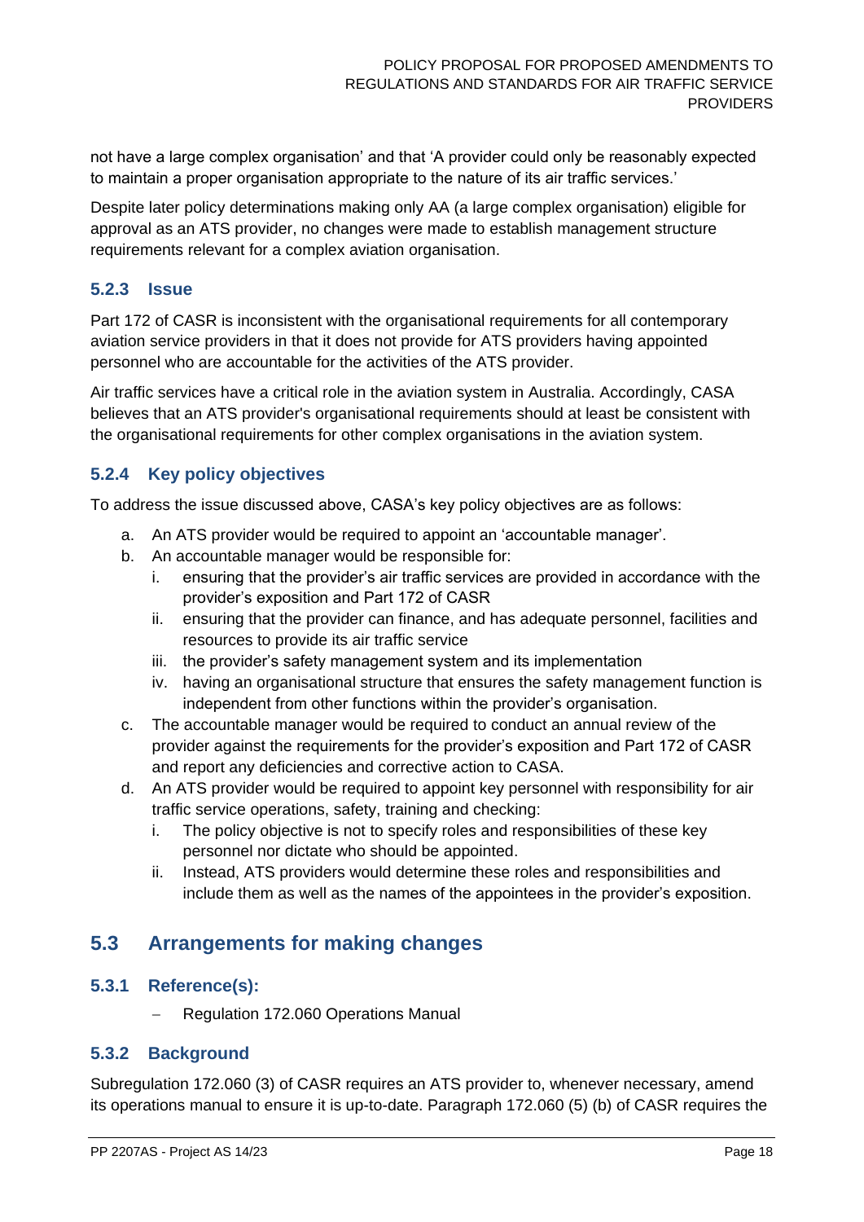not have a large complex organisation' and that 'A provider could only be reasonably expected to maintain a proper organisation appropriate to the nature of its air traffic services.'

Despite later policy determinations making only AA (a large complex organisation) eligible for approval as an ATS provider, no changes were made to establish management structure requirements relevant for a complex aviation organisation.

### 5.2.3 Issue

Part 172 of CASR is inconsistent with the organisational requirements for all contemporary aviation service providers in that it does not provide for ATS providers having appointed personnel who are accountable for the activities of the ATS provider.

Air traffic services have a critical role in the aviation system in Australia. Accordingly, CASA believes that an ATS provider's organisational requirements should at least be consistent with the organisational requirements for other complex organisations in the aviation system.

### 5.2.4 Key policy objectives

To address the issue discussed above, CASA's key policy objectives are as follows:

a. An ATS provider would be required to appoint an 'accountable manager'.
b. An accountable manager would be responsible for:
   i. ensuring that the provider's air traffic services are provided in accordance with the provider's exposition and Part 172 of CASR
   ii. ensuring that the provider can finance, and has adequate personnel, facilities and resources to provide its air traffic service
   iii. the provider's safety management system and its implementation
   iv. having an organisational structure that ensures the safety management function is independent from other functions within the provider's organisation.
c. The accountable manager would be required to conduct an annual review of the provider against the requirements for the provider's exposition and Part 172 of CASR and report any deficiencies and corrective action to CASA.
d. An ATS provider would be required to appoint key personnel with responsibility for air traffic service operations, safety, training and checking:
   i. The policy objective is not to specify roles and responsibilities of these key personnel nor dictate who should be appointed.
   ii. Instead, ATS providers would determine these roles and responsibilities and include them as well as the names of the appointees in the provider's exposition.

## 5.3 Arrangements for making changes

### 5.3.1 Reference(s):

- Regulation 172.060 Operations Manual

### 5.3.2 Background

Subregulation 172.060 (3) of CASR requires an ATS provider to, whenever necessary, amend its operations manual to ensure it is up-to-date. Paragraph 172.060 (5) (b) of CASR requires the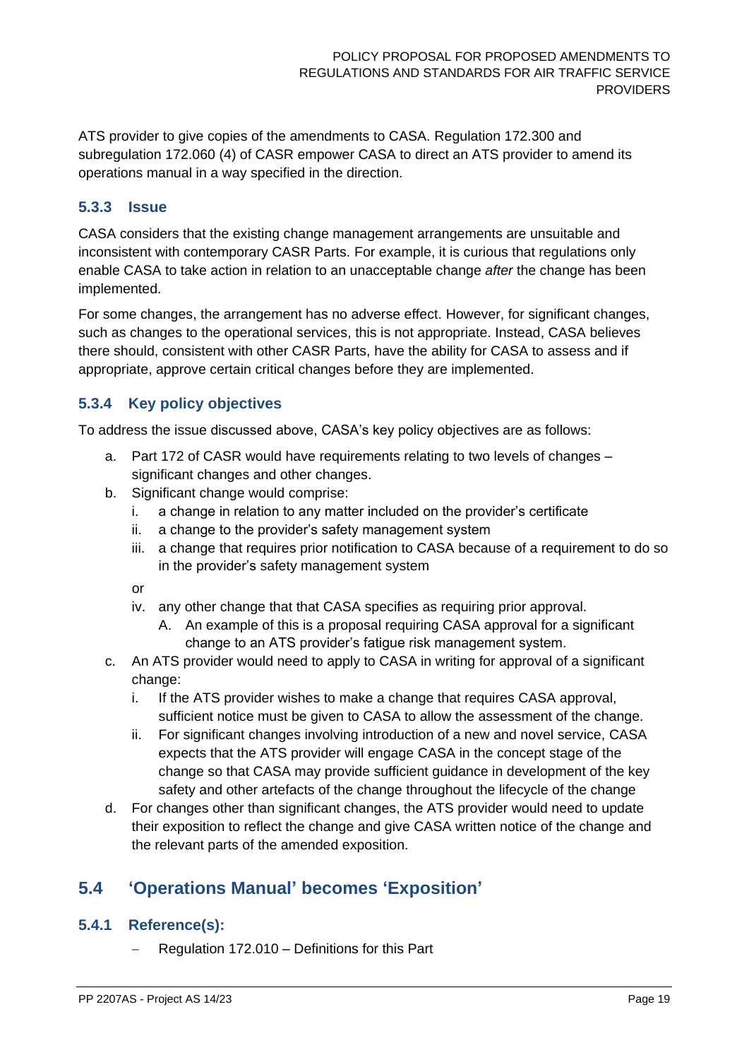ATS provider to give copies of the amendments to CASA. Regulation 172.300 and subregulation 172.060 (4) of CASR empower CASA to direct an ATS provider to amend its operations manual in a way specified in the direction.

### 5.3.3 Issue

CASA considers that the existing change management arrangements are unsuitable and inconsistent with contemporary CASR Parts. For example, it is curious that regulations only enable CASA to take action in relation to an unacceptable change *after* the change has been implemented.

For some changes, the arrangement has no adverse effect. However, for significant changes, such as changes to the operational services, this is not appropriate. Instead, CASA believes there should, consistent with other CASR Parts, have the ability for CASA to assess and if appropriate, approve certain critical changes before they are implemented.

### 5.3.4 Key policy objectives

To address the issue discussed above, CASA's key policy objectives are as follows:

a. Part 172 of CASR would have requirements relating to two levels of changes – significant changes and other changes.
b. Significant change would comprise:
   i. a change in relation to any matter included on the provider's certificate
   ii. a change to the provider's safety management system
   iii. a change that requires prior notification to CASA because of a requirement to do so in the provider's safety management system

   or

   iv. any other change that that CASA specifies as requiring prior approval.
      A. An example of this is a proposal requiring CASA approval for a significant change to an ATS provider's fatigue risk management system.
c. An ATS provider would need to apply to CASA in writing for approval of a significant change:
   i. If the ATS provider wishes to make a change that requires CASA approval, sufficient notice must be given to CASA to allow the assessment of the change.
   ii. For significant changes involving introduction of a new and novel service, CASA expects that the ATS provider will engage CASA in the concept stage of the change so that CASA may provide sufficient guidance in development of the key safety and other artefacts of the change throughout the lifecycle of the change
d. For changes other than significant changes, the ATS provider would need to update their exposition to reflect the change and give CASA written notice of the change and the relevant parts of the amended exposition.

## 5.4 'Operations Manual' becomes 'Exposition'

### 5.4.1 Reference(s):

- Regulation 172.010 – Definitions for this Part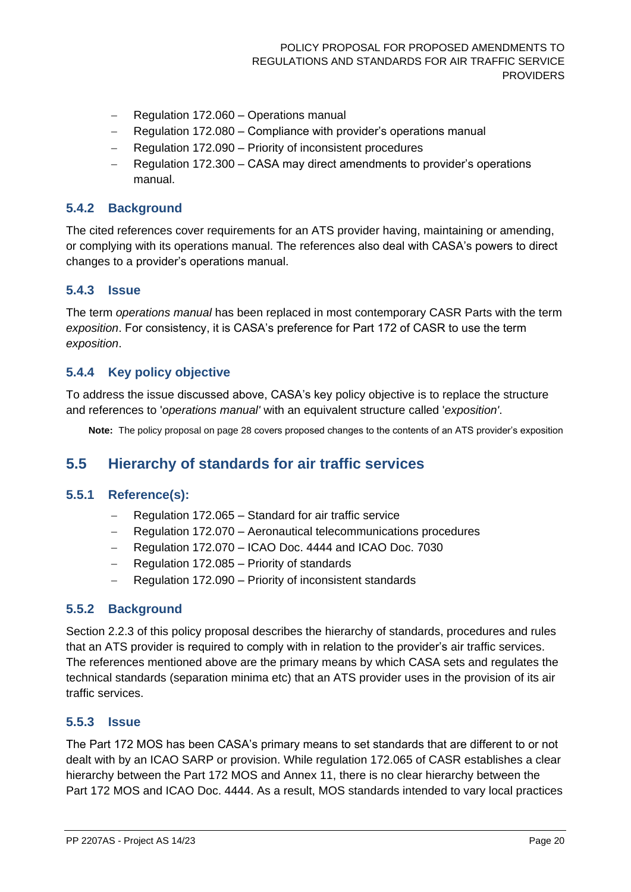- Regulation 172.060 – Operations manual
- Regulation 172.080 – Compliance with provider's operations manual
- Regulation 172.090 – Priority of inconsistent procedures
- Regulation 172.300 – CASA may direct amendments to provider's operations manual.

### 5.4.2 Background

The cited references cover requirements for an ATS provider having, maintaining or amending, or complying with its operations manual. The references also deal with CASA's powers to direct changes to a provider's operations manual.

### 5.4.3 Issue

The term *operations manual* has been replaced in most contemporary CASR Parts with the term *exposition*. For consistency, it is CASA's preference for Part 172 of CASR to use the term *exposition*.

### 5.4.4 Key policy objective

To address the issue discussed above, CASA's key policy objective is to replace the structure and references to '*operations manual*' with an equivalent structure called '*exposition*'.

**Note:** The policy proposal on page 28 covers proposed changes to the contents of an ATS provider's exposition

## 5.5 Hierarchy of standards for air traffic services

### 5.5.1 Reference(s):

- Regulation 172.065 – Standard for air traffic service
- Regulation 172.070 – Aeronautical telecommunications procedures
- Regulation 172.070 – ICAO Doc. 4444 and ICAO Doc. 7030
- Regulation 172.085 – Priority of standards
- Regulation 172.090 – Priority of inconsistent standards

### 5.5.2 Background

Section 2.2.3 of this policy proposal describes the hierarchy of standards, procedures and rules that an ATS provider is required to comply with in relation to the provider's air traffic services. The references mentioned above are the primary means by which CASA sets and regulates the technical standards (separation minima etc) that an ATS provider uses in the provision of its air traffic services.

### 5.5.3 Issue

The Part 172 MOS has been CASA's primary means to set standards that are different to or not dealt with by an ICAO SARP or provision. While regulation 172.065 of CASR establishes a clear hierarchy between the Part 172 MOS and Annex 11, there is no clear hierarchy between the Part 172 MOS and ICAO Doc. 4444. As a result, MOS standards intended to vary local practices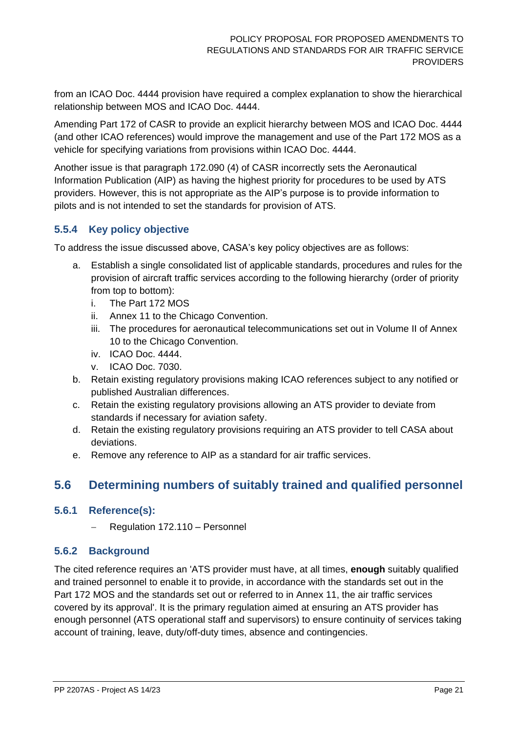from an ICAO Doc. 4444 provision have required a complex explanation to show the hierarchical relationship between MOS and ICAO Doc. 4444.

Amending Part 172 of CASR to provide an explicit hierarchy between MOS and ICAO Doc. 4444 (and other ICAO references) would improve the management and use of the Part 172 MOS as a vehicle for specifying variations from provisions within ICAO Doc. 4444.

Another issue is that paragraph 172.090 (4) of CASR incorrectly sets the Aeronautical Information Publication (AIP) as having the highest priority for procedures to be used by ATS providers. However, this is not appropriate as the AIP's purpose is to provide information to pilots and is not intended to set the standards for provision of ATS.

### 5.5.4 Key policy objective

To address the issue discussed above, CASA's key policy objectives are as follows:

a. Establish a single consolidated list of applicable standards, procedures and rules for the provision of aircraft traffic services according to the following hierarchy (order of priority from top to bottom):
   i. The Part 172 MOS
   ii. Annex 11 to the Chicago Convention.
   iii. The procedures for aeronautical telecommunications set out in Volume II of Annex 10 to the Chicago Convention.
   iv. ICAO Doc. 4444.
   v. ICAO Doc. 7030.
b. Retain existing regulatory provisions making ICAO references subject to any notified or published Australian differences.
c. Retain the existing regulatory provisions allowing an ATS provider to deviate from standards if necessary for aviation safety.
d. Retain the existing regulatory provisions requiring an ATS provider to tell CASA about deviations.
e. Remove any reference to AIP as a standard for air traffic services.

## 5.6 Determining numbers of suitably trained and qualified personnel

### 5.6.1 Reference(s):

- Regulation 172.110 – Personnel

### 5.6.2 Background

The cited reference requires an 'ATS provider must have, at all times, **enough** suitably qualified and trained personnel to enable it to provide, in accordance with the standards set out in the Part 172 MOS and the standards set out or referred to in Annex 11, the air traffic services covered by its approval'. It is the primary regulation aimed at ensuring an ATS provider has enough personnel (ATS operational staff and supervisors) to ensure continuity of services taking account of training, leave, duty/off-duty times, absence and contingencies.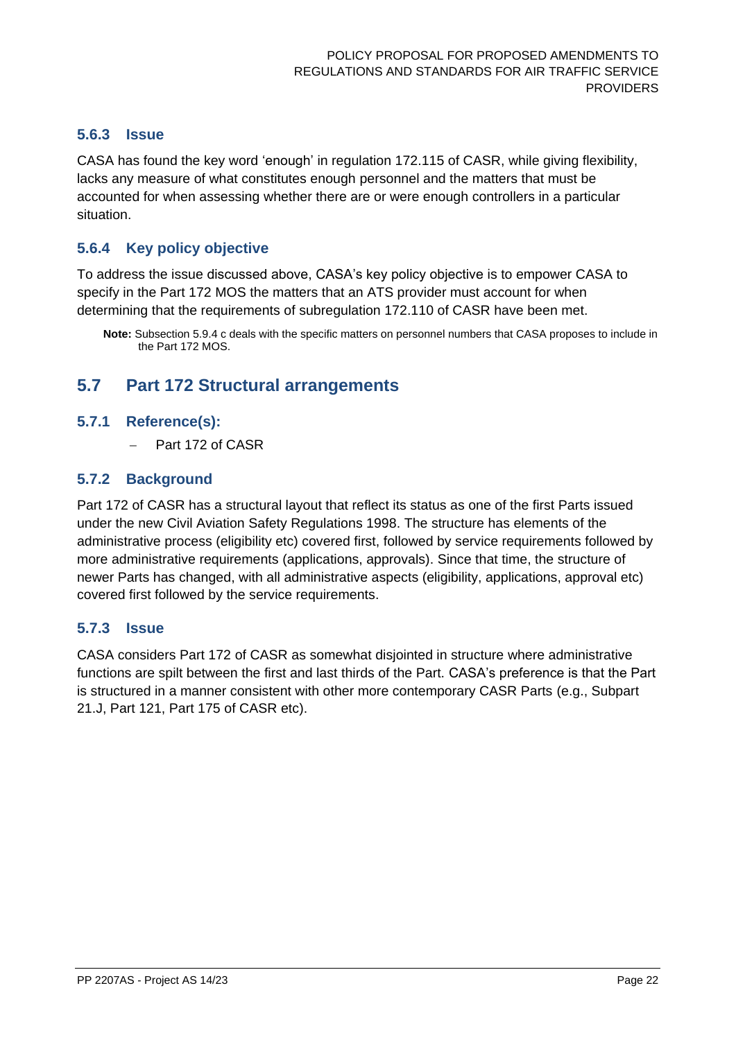### 5.6.3 Issue

CASA has found the key word 'enough' in regulation 172.115 of CASR, while giving flexibility, lacks any measure of what constitutes enough personnel and the matters that must be accounted for when assessing whether there are or were enough controllers in a particular situation.

### 5.6.4 Key policy objective

To address the issue discussed above, CASA's key policy objective is to empower CASA to specify in the Part 172 MOS the matters that an ATS provider must account for when determining that the requirements of subregulation 172.110 of CASR have been met.

> **Note:** Subsection 5.9.4 c deals with the specific matters on personnel numbers that CASA proposes to include in the Part 172 MOS.

## 5.7 Part 172 Structural arrangements

### 5.7.1 Reference(s):

- Part 172 of CASR

### 5.7.2 Background

Part 172 of CASR has a structural layout that reflect its status as one of the first Parts issued under the new Civil Aviation Safety Regulations 1998. The structure has elements of the administrative process (eligibility etc) covered first, followed by service requirements followed by more administrative requirements (applications, approvals). Since that time, the structure of newer Parts has changed, with all administrative aspects (eligibility, applications, approval etc) covered first followed by the service requirements.

### 5.7.3 Issue

CASA considers Part 172 of CASR as somewhat disjointed in structure where administrative functions are spilt between the first and last thirds of the Part. CASA's preference is that the Part is structured in a manner consistent with other more contemporary CASR Parts (e.g., Subpart 21.J, Part 121, Part 175 of CASR etc).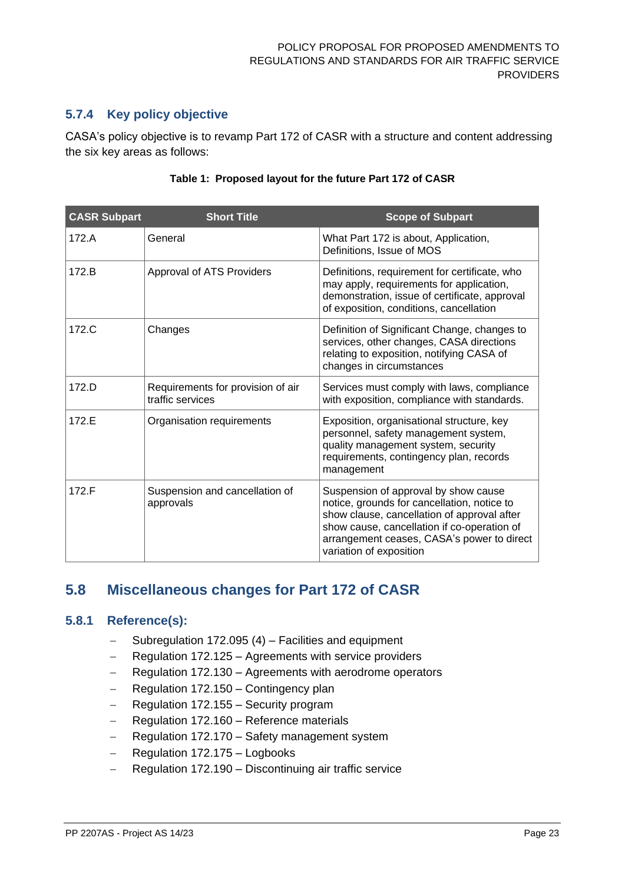### 5.7.4 Key policy objective

CASA's policy objective is to revamp Part 172 of CASR with a structure and content addressing the six key areas as follows:

**Table 1: Proposed layout for the future Part 172 of CASR**

| CASR Subpart | Short Title | Scope of Subpart |
|---|---|---|
| 172.A | General | What Part 172 is about, Application, Definitions, Issue of MOS |
| 172.B | Approval of ATS Providers | Definitions, requirement for certificate, who may apply, requirements for application, demonstration, issue of certificate, approval of exposition, conditions, cancellation |
| 172.C | Changes | Definition of Significant Change, changes to services, other changes, CASA directions relating to exposition, notifying CASA of changes in circumstances |
| 172.D | Requirements for provision of air traffic services | Services must comply with laws, compliance with exposition, compliance with standards. |
| 172.E | Organisation requirements | Exposition, organisational structure, key personnel, safety management system, quality management system, security requirements, contingency plan, records management |
| 172.F | Suspension and cancellation of approvals | Suspension of approval by show cause notice, grounds for cancellation, notice to show clause, cancellation of approval after show cause, cancellation if co-operation of arrangement ceases, CASA's power to direct variation of exposition |

## 5.8 Miscellaneous changes for Part 172 of CASR

### 5.8.1 Reference(s):

- Subregulation 172.095 (4) – Facilities and equipment
- Regulation 172.125 – Agreements with service providers
- Regulation 172.130 – Agreements with aerodrome operators
- Regulation 172.150 – Contingency plan
- Regulation 172.155 – Security program
- Regulation 172.160 – Reference materials
- Regulation 172.170 – Safety management system
- Regulation 172.175 – Logbooks
- Regulation 172.190 – Discontinuing air traffic service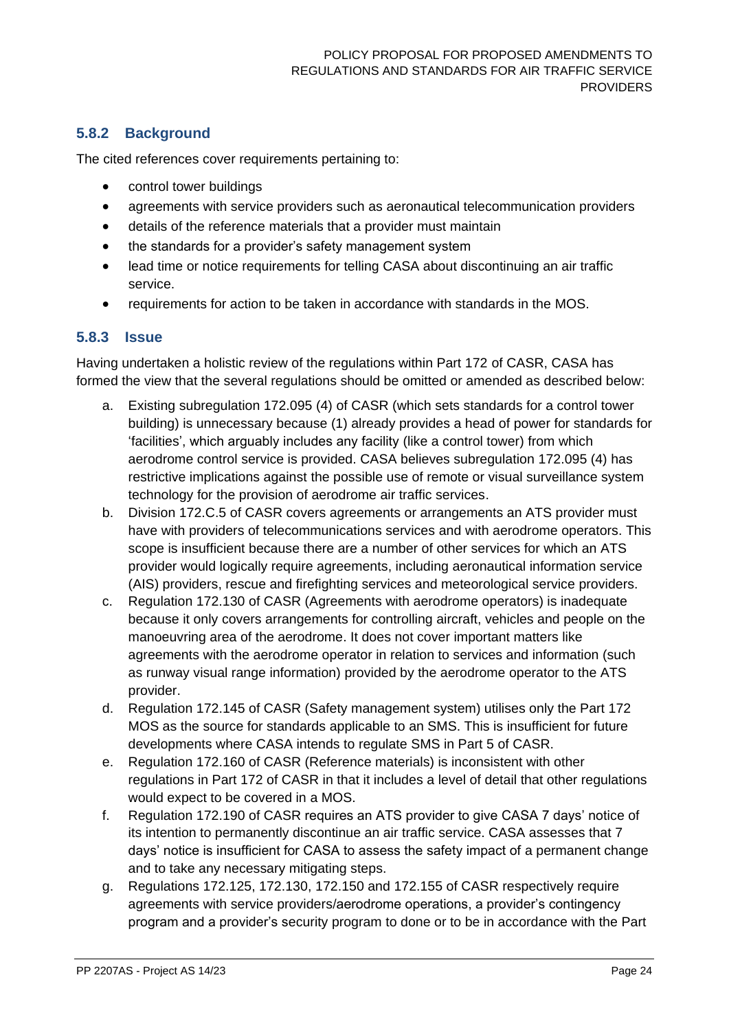### 5.8.2 Background

The cited references cover requirements pertaining to:

- control tower buildings
- agreements with service providers such as aeronautical telecommunication providers
- details of the reference materials that a provider must maintain
- the standards for a provider's safety management system
- lead time or notice requirements for telling CASA about discontinuing an air traffic service.
- requirements for action to be taken in accordance with standards in the MOS.

### 5.8.3 Issue

Having undertaken a holistic review of the regulations within Part 172 of CASR, CASA has formed the view that the several regulations should be omitted or amended as described below:

a. Existing subregulation 172.095 (4) of CASR (which sets standards for a control tower building) is unnecessary because (1) already provides a head of power for standards for 'facilities', which arguably includes any facility (like a control tower) from which aerodrome control service is provided. CASA believes subregulation 172.095 (4) has restrictive implications against the possible use of remote or visual surveillance system technology for the provision of aerodrome air traffic services.

b. Division 172.C.5 of CASR covers agreements or arrangements an ATS provider must have with providers of telecommunications services and with aerodrome operators. This scope is insufficient because there are a number of other services for which an ATS provider would logically require agreements, including aeronautical information service (AIS) providers, rescue and firefighting services and meteorological service providers.

c. Regulation 172.130 of CASR (Agreements with aerodrome operators) is inadequate because it only covers arrangements for controlling aircraft, vehicles and people on the manoeuvring area of the aerodrome. It does not cover important matters like agreements with the aerodrome operator in relation to services and information (such as runway visual range information) provided by the aerodrome operator to the ATS provider.

d. Regulation 172.145 of CASR (Safety management system) utilises only the Part 172 MOS as the source for standards applicable to an SMS. This is insufficient for future developments where CASA intends to regulate SMS in Part 5 of CASR.

e. Regulation 172.160 of CASR (Reference materials) is inconsistent with other regulations in Part 172 of CASR in that it includes a level of detail that other regulations would expect to be covered in a MOS.

f. Regulation 172.190 of CASR requires an ATS provider to give CASA 7 days' notice of its intention to permanently discontinue an air traffic service. CASA assesses that 7 days' notice is insufficient for CASA to assess the safety impact of a permanent change and to take any necessary mitigating steps.

g. Regulations 172.125, 172.130, 172.150 and 172.155 of CASR respectively require agreements with service providers/aerodrome operations, a provider's contingency program and a provider's security program to done or to be in accordance with the Part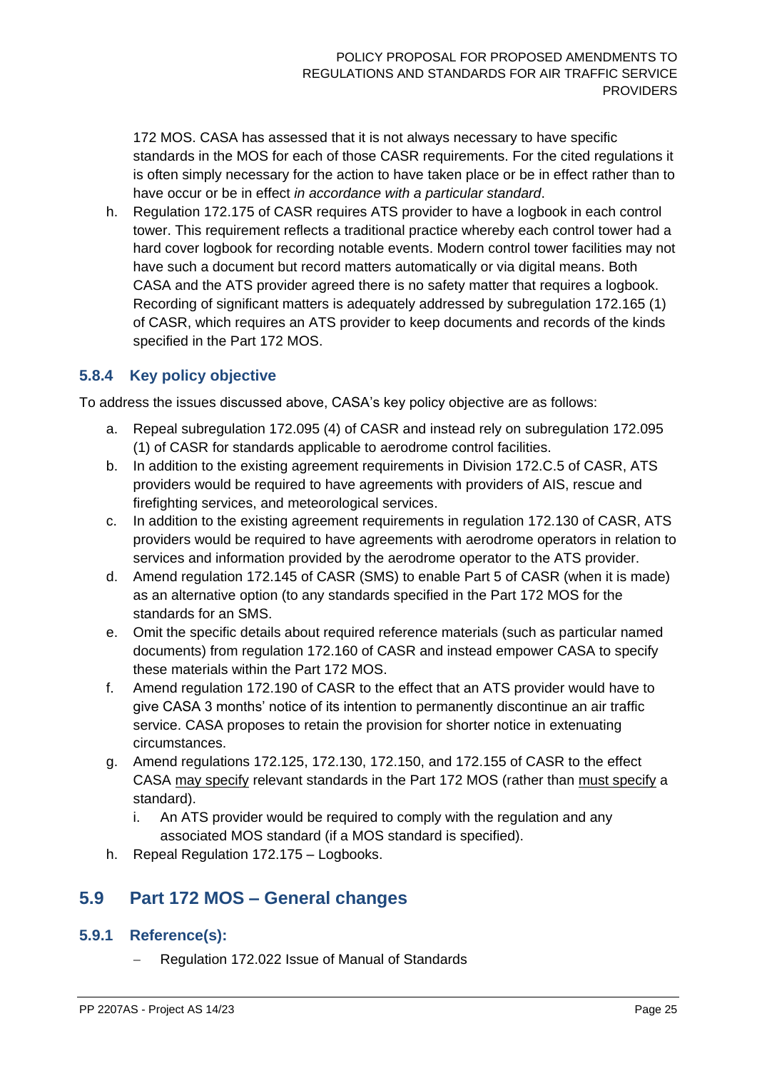172 MOS. CASA has assessed that it is not always necessary to have specific standards in the MOS for each of those CASR requirements. For the cited regulations it is often simply necessary for the action to have taken place or be in effect rather than to have occur or be in effect *in accordance with a particular standard*.

h. Regulation 172.175 of CASR requires ATS provider to have a logbook in each control tower. This requirement reflects a traditional practice whereby each control tower had a hard cover logbook for recording notable events. Modern control tower facilities may not have such a document but record matters automatically or via digital means. Both CASA and the ATS provider agreed there is no safety matter that requires a logbook. Recording of significant matters is adequately addressed by subregulation 172.165 (1) of CASR, which requires an ATS provider to keep documents and records of the kinds specified in the Part 172 MOS.

### 5.8.4 Key policy objective

To address the issues discussed above, CASA's key policy objective are as follows:

a. Repeal subregulation 172.095 (4) of CASR and instead rely on subregulation 172.095 (1) of CASR for standards applicable to aerodrome control facilities.
b. In addition to the existing agreement requirements in Division 172.C.5 of CASR, ATS providers would be required to have agreements with providers of AIS, rescue and firefighting services, and meteorological services.
c. In addition to the existing agreement requirements in regulation 172.130 of CASR, ATS providers would be required to have agreements with aerodrome operators in relation to services and information provided by the aerodrome operator to the ATS provider.
d. Amend regulation 172.145 of CASR (SMS) to enable Part 5 of CASR (when it is made) as an alternative option (to any standards specified in the Part 172 MOS for the standards for an SMS.
e. Omit the specific details about required reference materials (such as particular named documents) from regulation 172.160 of CASR and instead empower CASA to specify these materials within the Part 172 MOS.
f. Amend regulation 172.190 of CASR to the effect that an ATS provider would have to give CASA 3 months' notice of its intention to permanently discontinue an air traffic service. CASA proposes to retain the provision for shorter notice in extenuating circumstances.
g. Amend regulations 172.125, 172.130, 172.150, and 172.155 of CASR to the effect CASA may specify relevant standards in the Part 172 MOS (rather than must specify a standard).
   i. An ATS provider would be required to comply with the regulation and any associated MOS standard (if a MOS standard is specified).
h. Repeal Regulation 172.175 – Logbooks.

## 5.9 Part 172 MOS – General changes

### 5.9.1 Reference(s):

- Regulation 172.022 Issue of Manual of Standards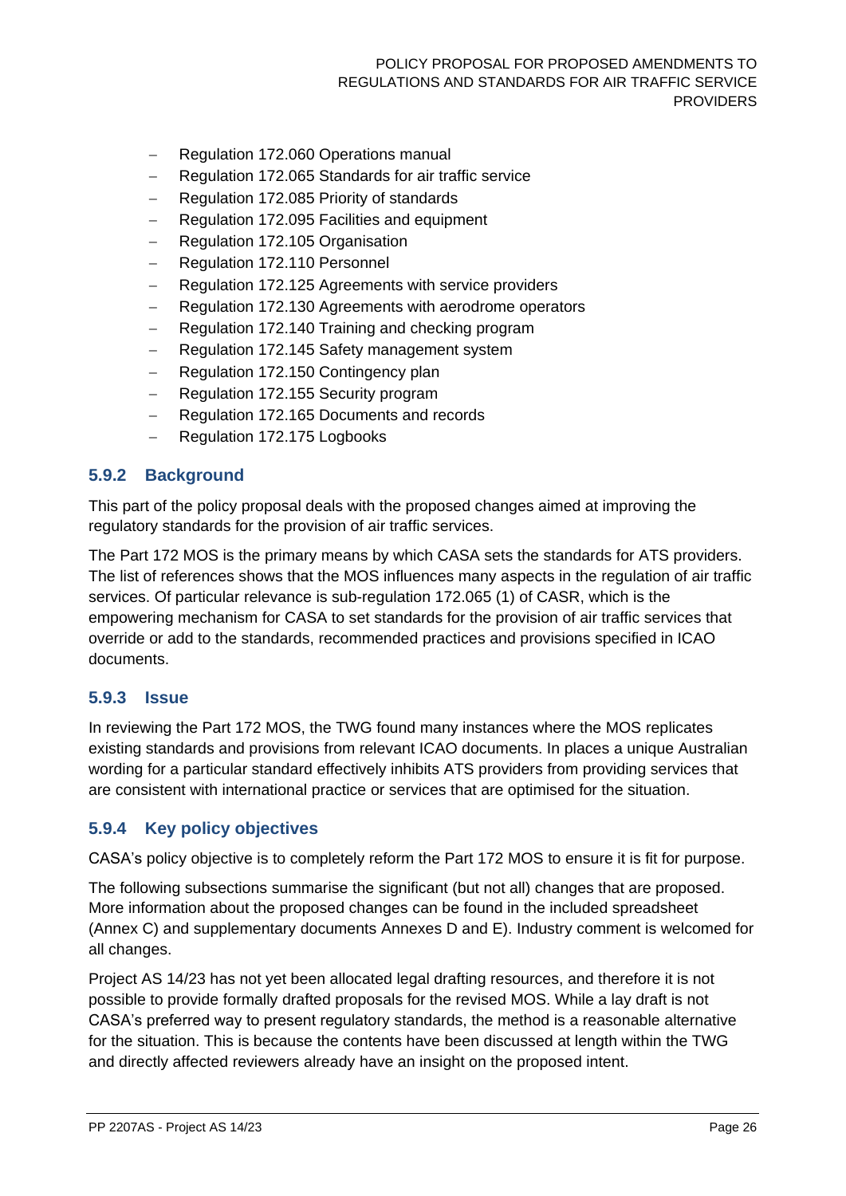- Regulation 172.060 Operations manual
- Regulation 172.065 Standards for air traffic service
- Regulation 172.085 Priority of standards
- Regulation 172.095 Facilities and equipment
- Regulation 172.105 Organisation
- Regulation 172.110 Personnel
- Regulation 172.125 Agreements with service providers
- Regulation 172.130 Agreements with aerodrome operators
- Regulation 172.140 Training and checking program
- Regulation 172.145 Safety management system
- Regulation 172.150 Contingency plan
- Regulation 172.155 Security program
- Regulation 172.165 Documents and records
- Regulation 172.175 Logbooks

### 5.9.2 Background

This part of the policy proposal deals with the proposed changes aimed at improving the regulatory standards for the provision of air traffic services.

The Part 172 MOS is the primary means by which CASA sets the standards for ATS providers. The list of references shows that the MOS influences many aspects in the regulation of air traffic services. Of particular relevance is sub-regulation 172.065 (1) of CASR, which is the empowering mechanism for CASA to set standards for the provision of air traffic services that override or add to the standards, recommended practices and provisions specified in ICAO documents.

### 5.9.3 Issue

In reviewing the Part 172 MOS, the TWG found many instances where the MOS replicates existing standards and provisions from relevant ICAO documents. In places a unique Australian wording for a particular standard effectively inhibits ATS providers from providing services that are consistent with international practice or services that are optimised for the situation.

### 5.9.4 Key policy objectives

CASA's policy objective is to completely reform the Part 172 MOS to ensure it is fit for purpose.

The following subsections summarise the significant (but not all) changes that are proposed. More information about the proposed changes can be found in the included spreadsheet (Annex C) and supplementary documents Annexes D and E). Industry comment is welcomed for all changes.

Project AS 14/23 has not yet been allocated legal drafting resources, and therefore it is not possible to provide formally drafted proposals for the revised MOS. While a lay draft is not CASA's preferred way to present regulatory standards, the method is a reasonable alternative for the situation. This is because the contents have been discussed at length within the TWG and directly affected reviewers already have an insight on the proposed intent.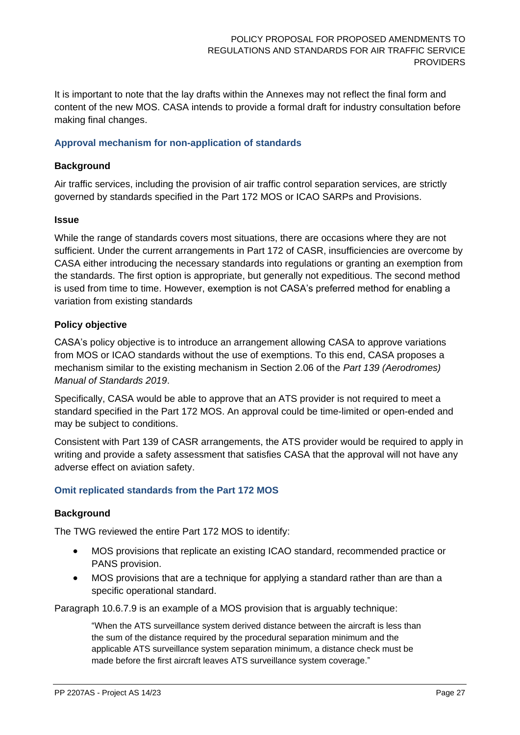It is important to note that the lay drafts within the Annexes may not reflect the final form and content of the new MOS. CASA intends to provide a formal draft for industry consultation before making final changes.

### Approval mechanism for non-application of standards

#### Background

Air traffic services, including the provision of air traffic control separation services, are strictly governed by standards specified in the Part 172 MOS or ICAO SARPs and Provisions.

#### Issue

While the range of standards covers most situations, there are occasions where they are not sufficient. Under the current arrangements in Part 172 of CASR, insufficiencies are overcome by CASA either introducing the necessary standards into regulations or granting an exemption from the standards. The first option is appropriate, but generally not expeditious. The second method is used from time to time. However, exemption is not CASA's preferred method for enabling a variation from existing standards

#### Policy objective

CASA's policy objective is to introduce an arrangement allowing CASA to approve variations from MOS or ICAO standards without the use of exemptions. To this end, CASA proposes a mechanism similar to the existing mechanism in Section 2.06 of the *Part 139 (Aerodromes) Manual of Standards 2019*.

Specifically, CASA would be able to approve that an ATS provider is not required to meet a standard specified in the Part 172 MOS. An approval could be time-limited or open-ended and may be subject to conditions.

Consistent with Part 139 of CASR arrangements, the ATS provider would be required to apply in writing and provide a safety assessment that satisfies CASA that the approval will not have any adverse effect on aviation safety.

### Omit replicated standards from the Part 172 MOS

#### Background

The TWG reviewed the entire Part 172 MOS to identify:

- MOS provisions that replicate an existing ICAO standard, recommended practice or PANS provision.
- MOS provisions that are a technique for applying a standard rather than are than a specific operational standard.

Paragraph 10.6.7.9 is an example of a MOS provision that is arguably technique:

> "When the ATS surveillance system derived distance between the aircraft is less than the sum of the distance required by the procedural separation minimum and the applicable ATS surveillance system separation minimum, a distance check must be made before the first aircraft leaves ATS surveillance system coverage."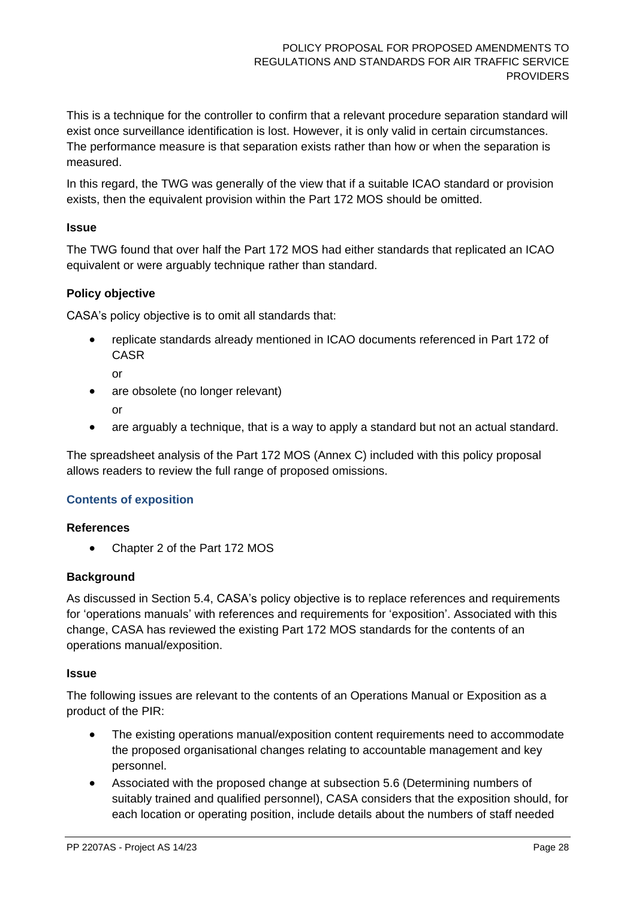This is a technique for the controller to confirm that a relevant procedure separation standard will exist once surveillance identification is lost. However, it is only valid in certain circumstances. The performance measure is that separation exists rather than how or when the separation is measured.

In this regard, the TWG was generally of the view that if a suitable ICAO standard or provision exists, then the equivalent provision within the Part 172 MOS should be omitted.

#### Issue

The TWG found that over half the Part 172 MOS had either standards that replicated an ICAO equivalent or were arguably technique rather than standard.

#### Policy objective

CASA's policy objective is to omit all standards that:

- replicate standards already mentioned in ICAO documents referenced in Part 172 of CASR

  or
- are obsolete (no longer relevant)

  or
- are arguably a technique, that is a way to apply a standard but not an actual standard.

The spreadsheet analysis of the Part 172 MOS (Annex C) included with this policy proposal allows readers to review the full range of proposed omissions.

### Contents of exposition

#### References

- Chapter 2 of the Part 172 MOS

#### Background

As discussed in Section 5.4, CASA's policy objective is to replace references and requirements for 'operations manuals' with references and requirements for 'exposition'. Associated with this change, CASA has reviewed the existing Part 172 MOS standards for the contents of an operations manual/exposition.

#### Issue

The following issues are relevant to the contents of an Operations Manual or Exposition as a product of the PIR:

- The existing operations manual/exposition content requirements need to accommodate the proposed organisational changes relating to accountable management and key personnel.
- Associated with the proposed change at subsection 5.6 (Determining numbers of suitably trained and qualified personnel), CASA considers that the exposition should, for each location or operating position, include details about the numbers of staff needed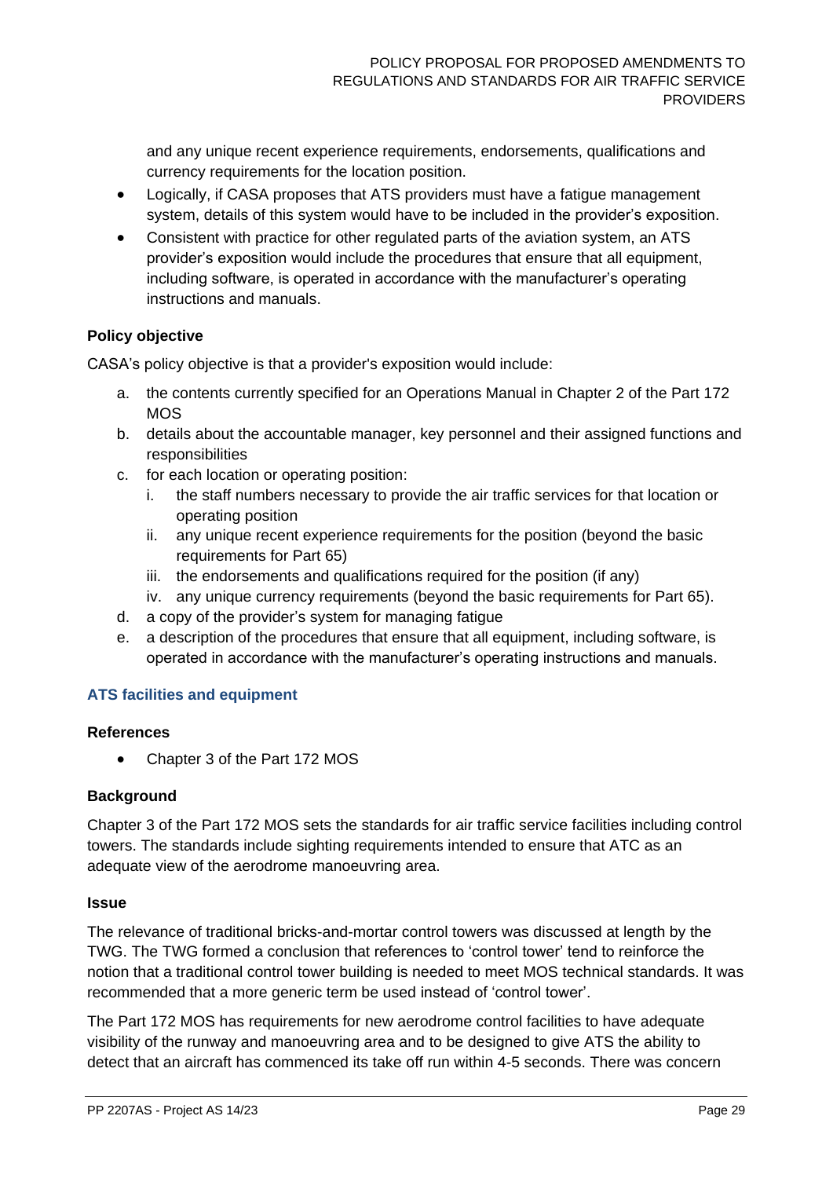and any unique recent experience requirements, endorsements, qualifications and currency requirements for the location position.

- Logically, if CASA proposes that ATS providers must have a fatigue management system, details of this system would have to be included in the provider's exposition.
- Consistent with practice for other regulated parts of the aviation system, an ATS provider's exposition would include the procedures that ensure that all equipment, including software, is operated in accordance with the manufacturer's operating instructions and manuals.

**Policy objective**

CASA's policy objective is that a provider's exposition would include:

a. the contents currently specified for an Operations Manual in Chapter 2 of the Part 172 MOS
b. details about the accountable manager, key personnel and their assigned functions and responsibilities
c. for each location or operating position:
   i. the staff numbers necessary to provide the air traffic services for that location or operating position
   ii. any unique recent experience requirements for the position (beyond the basic requirements for Part 65)
   iii. the endorsements and qualifications required for the position (if any)
   iv. any unique currency requirements (beyond the basic requirements for Part 65).
d. a copy of the provider's system for managing fatigue
e. a description of the procedures that ensure that all equipment, including software, is operated in accordance with the manufacturer's operating instructions and manuals.

### ATS facilities and equipment

**References**

- Chapter 3 of the Part 172 MOS

**Background**

Chapter 3 of the Part 172 MOS sets the standards for air traffic service facilities including control towers. The standards include sighting requirements intended to ensure that ATC as an adequate view of the aerodrome manoeuvring area.

**Issue**

The relevance of traditional bricks-and-mortar control towers was discussed at length by the TWG. The TWG formed a conclusion that references to 'control tower' tend to reinforce the notion that a traditional control tower building is needed to meet MOS technical standards. It was recommended that a more generic term be used instead of 'control tower'.

The Part 172 MOS has requirements for new aerodrome control facilities to have adequate visibility of the runway and manoeuvring area and to be designed to give ATS the ability to detect that an aircraft has commenced its take off run within 4-5 seconds. There was concern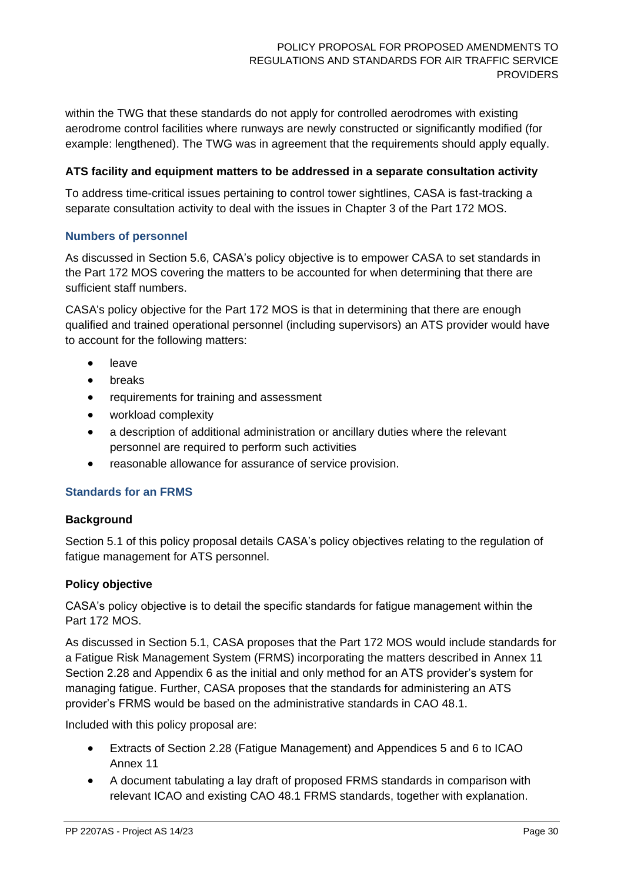within the TWG that these standards do not apply for controlled aerodromes with existing aerodrome control facilities where runways are newly constructed or significantly modified (for example: lengthened). The TWG was in agreement that the requirements should apply equally.

**ATS facility and equipment matters to be addressed in a separate consultation activity**

To address time-critical issues pertaining to control tower sightlines, CASA is fast-tracking a separate consultation activity to deal with the issues in Chapter 3 of the Part 172 MOS.

### Numbers of personnel

As discussed in Section 5.6, CASA's policy objective is to empower CASA to set standards in the Part 172 MOS covering the matters to be accounted for when determining that there are sufficient staff numbers.

CASA's policy objective for the Part 172 MOS is that in determining that there are enough qualified and trained operational personnel (including supervisors) an ATS provider would have to account for the following matters:

- leave
- breaks
- requirements for training and assessment
- workload complexity
- a description of additional administration or ancillary duties where the relevant personnel are required to perform such activities
- reasonable allowance for assurance of service provision.

### Standards for an FRMS

**Background**

Section 5.1 of this policy proposal details CASA's policy objectives relating to the regulation of fatigue management for ATS personnel.

**Policy objective**

CASA's policy objective is to detail the specific standards for fatigue management within the Part 172 MOS.

As discussed in Section 5.1, CASA proposes that the Part 172 MOS would include standards for a Fatigue Risk Management System (FRMS) incorporating the matters described in Annex 11 Section 2.28 and Appendix 6 as the initial and only method for an ATS provider's system for managing fatigue. Further, CASA proposes that the standards for administering an ATS provider's FRMS would be based on the administrative standards in CAO 48.1.

Included with this policy proposal are:

- Extracts of Section 2.28 (Fatigue Management) and Appendices 5 and 6 to ICAO Annex 11
- A document tabulating a lay draft of proposed FRMS standards in comparison with relevant ICAO and existing CAO 48.1 FRMS standards, together with explanation.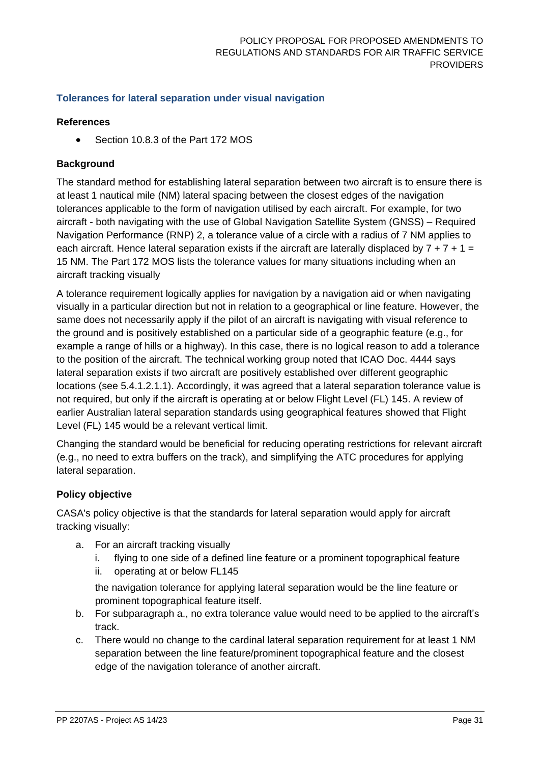### Tolerances for lateral separation under visual navigation

#### References

- Section 10.8.3 of the Part 172 MOS

#### Background

The standard method for establishing lateral separation between two aircraft is to ensure there is at least 1 nautical mile (NM) lateral spacing between the closest edges of the navigation tolerances applicable to the form of navigation utilised by each aircraft. For example, for two aircraft - both navigating with the use of Global Navigation Satellite System (GNSS) – Required Navigation Performance (RNP) 2, a tolerance value of a circle with a radius of 7 NM applies to each aircraft. Hence lateral separation exists if the aircraft are laterally displaced by 7 + 7 + 1 = 15 NM. The Part 172 MOS lists the tolerance values for many situations including when an aircraft tracking visually

A tolerance requirement logically applies for navigation by a navigation aid or when navigating visually in a particular direction but not in relation to a geographical or line feature. However, the same does not necessarily apply if the pilot of an aircraft is navigating with visual reference to the ground and is positively established on a particular side of a geographic feature (e.g., for example a range of hills or a highway). In this case, there is no logical reason to add a tolerance to the position of the aircraft. The technical working group noted that ICAO Doc. 4444 says lateral separation exists if two aircraft are positively established over different geographic locations (see 5.4.1.2.1.1). Accordingly, it was agreed that a lateral separation tolerance value is not required, but only if the aircraft is operating at or below Flight Level (FL) 145. A review of earlier Australian lateral separation standards using geographical features showed that Flight Level (FL) 145 would be a relevant vertical limit.

Changing the standard would be beneficial for reducing operating restrictions for relevant aircraft (e.g., no need to extra buffers on the track), and simplifying the ATC procedures for applying lateral separation.

#### Policy objective

CASA's policy objective is that the standards for lateral separation would apply for aircraft tracking visually:

a. For an aircraft tracking visually
   i. flying to one side of a defined line feature or a prominent topographical feature
   ii. operating at or below FL145

   the navigation tolerance for applying lateral separation would be the line feature or prominent topographical feature itself.
b. For subparagraph a., no extra tolerance value would need to be applied to the aircraft's track.
c. There would no change to the cardinal lateral separation requirement for at least 1 NM separation between the line feature/prominent topographical feature and the closest edge of the navigation tolerance of another aircraft.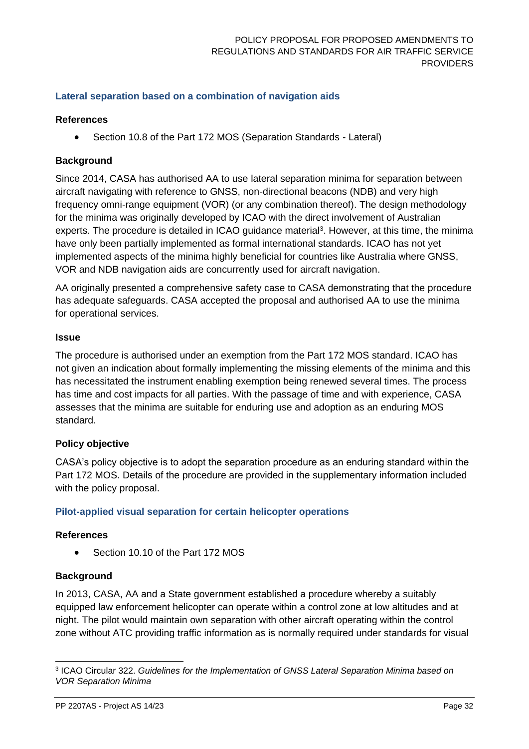### Lateral separation based on a combination of navigation aids

#### References

- Section 10.8 of the Part 172 MOS (Separation Standards - Lateral)

#### Background

Since 2014, CASA has authorised AA to use lateral separation minima for separation between aircraft navigating with reference to GNSS, non-directional beacons (NDB) and very high frequency omni-range equipment (VOR) (or any combination thereof). The design methodology for the minima was originally developed by ICAO with the direct involvement of Australian experts. The procedure is detailed in ICAO guidance material[3]. However, at this time, the minima have only been partially implemented as formal international standards. ICAO has not yet implemented aspects of the minima highly beneficial for countries like Australia where GNSS, VOR and NDB navigation aids are concurrently used for aircraft navigation.

AA originally presented a comprehensive safety case to CASA demonstrating that the procedure has adequate safeguards. CASA accepted the proposal and authorised AA to use the minima for operational services.

#### Issue

The procedure is authorised under an exemption from the Part 172 MOS standard. ICAO has not given an indication about formally implementing the missing elements of the minima and this has necessitated the instrument enabling exemption being renewed several times. The process has time and cost impacts for all parties. With the passage of time and with experience, CASA assesses that the minima are suitable for enduring use and adoption as an enduring MOS standard.

#### Policy objective

CASA's policy objective is to adopt the separation procedure as an enduring standard within the Part 172 MOS. Details of the procedure are provided in the supplementary information included with the policy proposal.

### Pilot-applied visual separation for certain helicopter operations

#### References

- Section 10.10 of the Part 172 MOS

#### Background

In 2013, CASA, AA and a State government established a procedure whereby a suitably equipped law enforcement helicopter can operate within a control zone at low altitudes and at night. The pilot would maintain own separation with other aircraft operating within the control zone without ATC providing traffic information as is normally required under standards for visual

---

[3] ICAO Circular 322. *Guidelines for the Implementation of GNSS Lateral Separation Minima based on VOR Separation Minima*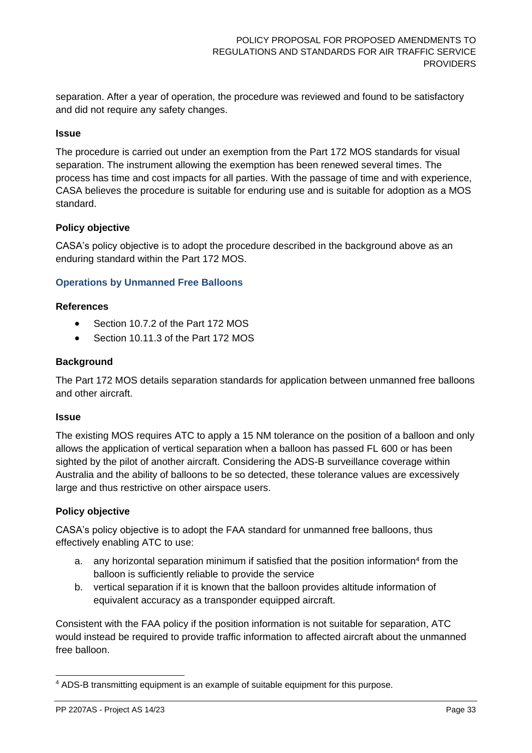separation. After a year of operation, the procedure was reviewed and found to be satisfactory and did not require any safety changes.

**Issue**

The procedure is carried out under an exemption from the Part 172 MOS standards for visual separation. The instrument allowing the exemption has been renewed several times. The process has time and cost impacts for all parties. With the passage of time and with experience, CASA believes the procedure is suitable for enduring use and is suitable for adoption as a MOS standard.

**Policy objective**

CASA's policy objective is to adopt the procedure described in the background above as an enduring standard within the Part 172 MOS.

### Operations by Unmanned Free Balloons

**References**

- Section 10.7.2 of the Part 172 MOS
- Section 10.11.3 of the Part 172 MOS

**Background**

The Part 172 MOS details separation standards for application between unmanned free balloons and other aircraft.

**Issue**

The existing MOS requires ATC to apply a 15 NM tolerance on the position of a balloon and only allows the application of vertical separation when a balloon has passed FL 600 or has been sighted by the pilot of another aircraft. Considering the ADS-B surveillance coverage within Australia and the ability of balloons to be so detected, these tolerance values are excessively large and thus restrictive on other airspace users.

**Policy objective**

CASA's policy objective is to adopt the FAA standard for unmanned free balloons, thus effectively enabling ATC to use:

a. any horizontal separation minimum if satisfied that the position information[4] from the balloon is sufficiently reliable to provide the service
b. vertical separation if it is known that the balloon provides altitude information of equivalent accuracy as a transponder equipped aircraft.

Consistent with the FAA policy if the position information is not suitable for separation, ATC would instead be required to provide traffic information to affected aircraft about the unmanned free balloon.

[4] ADS-B transmitting equipment is an example of suitable equipment for this purpose.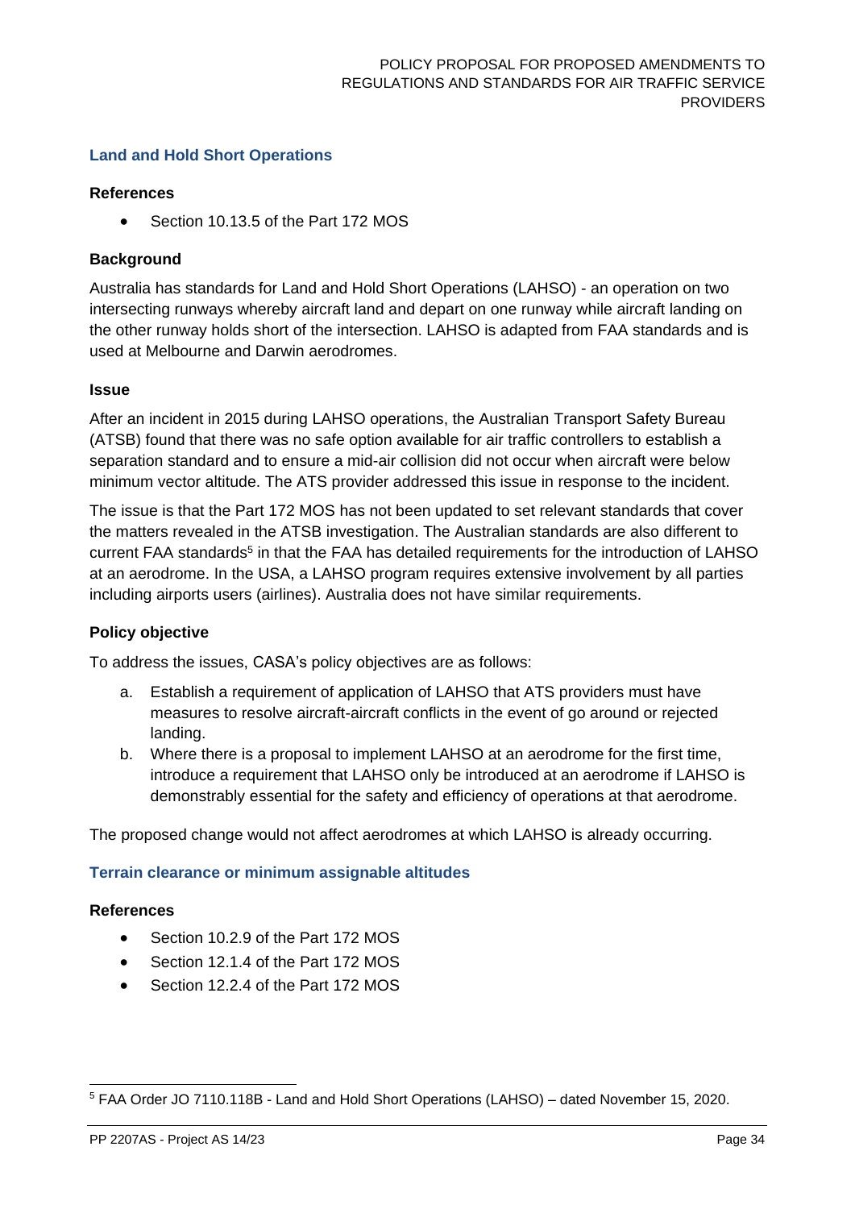## Land and Hold Short Operations

### References

- Section 10.13.5 of the Part 172 MOS

### Background

Australia has standards for Land and Hold Short Operations (LAHSO) - an operation on two intersecting runways whereby aircraft land and depart on one runway while aircraft landing on the other runway holds short of the intersection. LAHSO is adapted from FAA standards and is used at Melbourne and Darwin aerodromes.

### Issue

After an incident in 2015 during LAHSO operations, the Australian Transport Safety Bureau (ATSB) found that there was no safe option available for air traffic controllers to establish a separation standard and to ensure a mid-air collision did not occur when aircraft were below minimum vector altitude. The ATS provider addressed this issue in response to the incident.

The issue is that the Part 172 MOS has not been updated to set relevant standards that cover the matters revealed in the ATSB investigation. The Australian standards are also different to current FAA standards[5] in that the FAA has detailed requirements for the introduction of LAHSO at an aerodrome. In the USA, a LAHSO program requires extensive involvement by all parties including airports users (airlines). Australia does not have similar requirements.

### Policy objective

To address the issues, CASA's policy objectives are as follows:

a. Establish a requirement of application of LAHSO that ATS providers must have measures to resolve aircraft-aircraft conflicts in the event of go around or rejected landing.

b. Where there is a proposal to implement LAHSO at an aerodrome for the first time, introduce a requirement that LAHSO only be introduced at an aerodrome if LAHSO is demonstrably essential for the safety and efficiency of operations at that aerodrome.

The proposed change would not affect aerodromes at which LAHSO is already occurring.

## Terrain clearance or minimum assignable altitudes

### References

- Section 10.2.9 of the Part 172 MOS
- Section 12.1.4 of the Part 172 MOS
- Section 12.2.4 of the Part 172 MOS

---

[5] FAA Order JO 7110.118B - Land and Hold Short Operations (LAHSO) – dated November 15, 2020.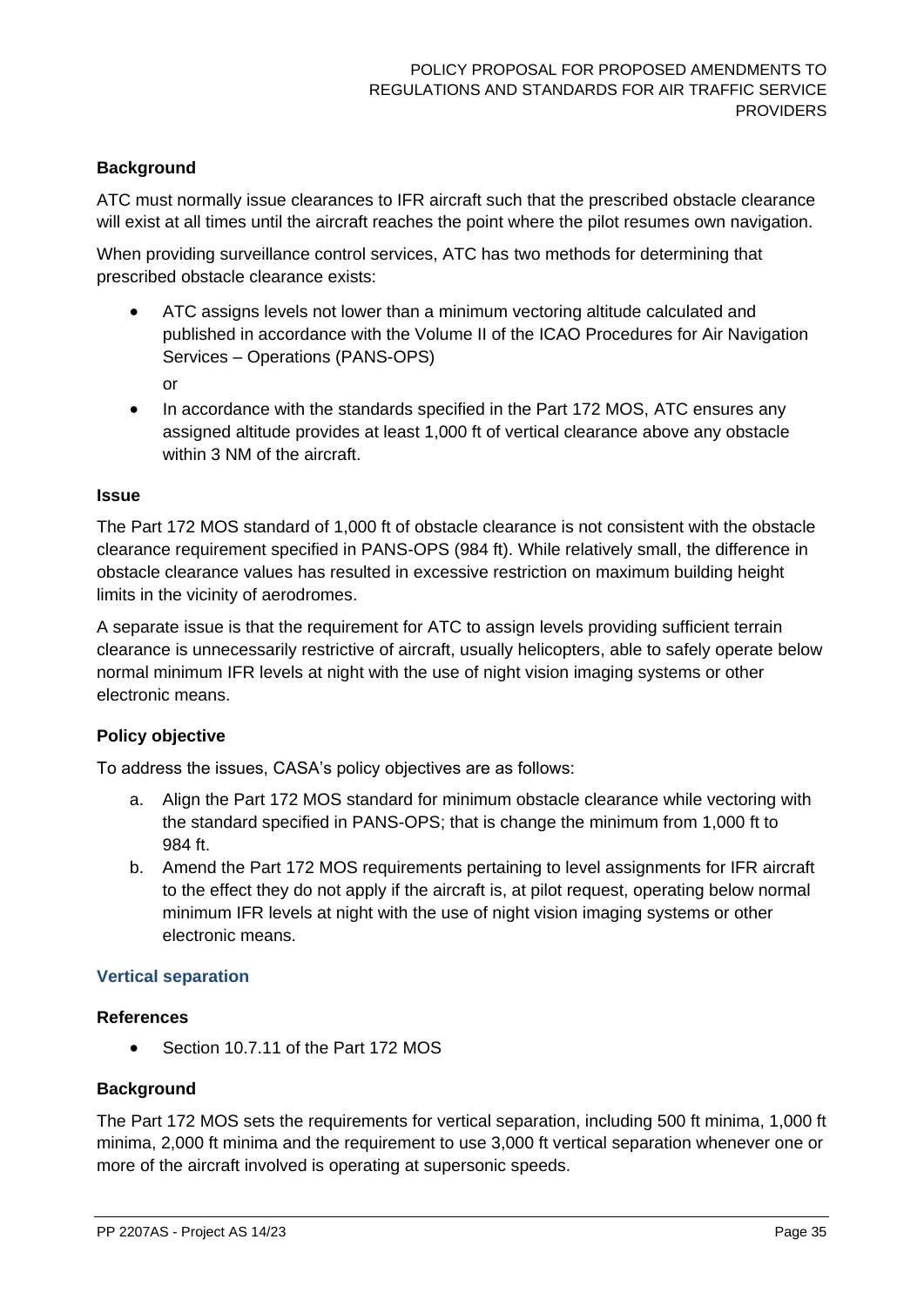#### Background

ATC must normally issue clearances to IFR aircraft such that the prescribed obstacle clearance will exist at all times until the aircraft reaches the point where the pilot resumes own navigation.

When providing surveillance control services, ATC has two methods for determining that prescribed obstacle clearance exists:

- ATC assigns levels not lower than a minimum vectoring altitude calculated and published in accordance with the Volume II of the ICAO Procedures for Air Navigation Services – Operations (PANS-OPS)

  or

- In accordance with the standards specified in the Part 172 MOS, ATC ensures any assigned altitude provides at least 1,000 ft of vertical clearance above any obstacle within 3 NM of the aircraft.

#### Issue

The Part 172 MOS standard of 1,000 ft of obstacle clearance is not consistent with the obstacle clearance requirement specified in PANS-OPS (984 ft). While relatively small, the difference in obstacle clearance values has resulted in excessive restriction on maximum building height limits in the vicinity of aerodromes.

A separate issue is that the requirement for ATC to assign levels providing sufficient terrain clearance is unnecessarily restrictive of aircraft, usually helicopters, able to safely operate below normal minimum IFR levels at night with the use of night vision imaging systems or other electronic means.

#### Policy objective

To address the issues, CASA's policy objectives are as follows:

a. Align the Part 172 MOS standard for minimum obstacle clearance while vectoring with the standard specified in PANS-OPS; that is change the minimum from 1,000 ft to 984 ft.
b. Amend the Part 172 MOS requirements pertaining to level assignments for IFR aircraft to the effect they do not apply if the aircraft is, at pilot request, operating below normal minimum IFR levels at night with the use of night vision imaging systems or other electronic means.

### Vertical separation

#### References

- Section 10.7.11 of the Part 172 MOS

#### Background

The Part 172 MOS sets the requirements for vertical separation, including 500 ft minima, 1,000 ft minima, 2,000 ft minima and the requirement to use 3,000 ft vertical separation whenever one or more of the aircraft involved is operating at supersonic speeds.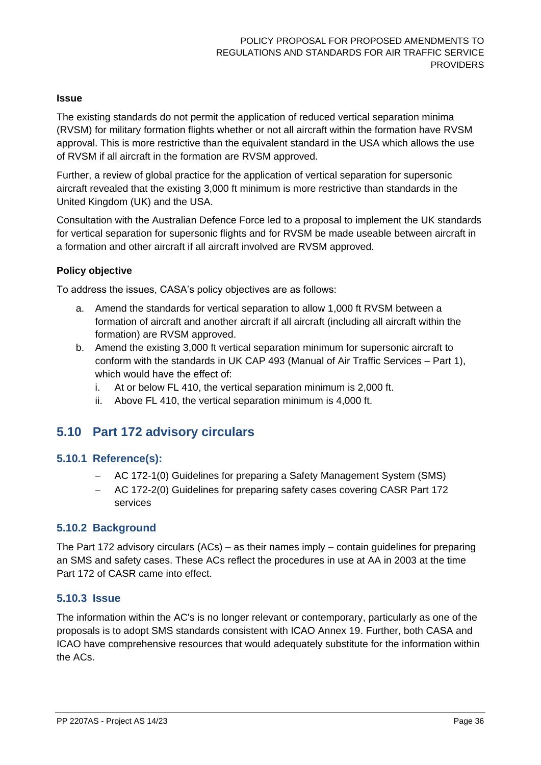**Issue**

The existing standards do not permit the application of reduced vertical separation minima (RVSM) for military formation flights whether or not all aircraft within the formation have RVSM approval. This is more restrictive than the equivalent standard in the USA which allows the use of RVSM if all aircraft in the formation are RVSM approved.

Further, a review of global practice for the application of vertical separation for supersonic aircraft revealed that the existing 3,000 ft minimum is more restrictive than standards in the United Kingdom (UK) and the USA.

Consultation with the Australian Defence Force led to a proposal to implement the UK standards for vertical separation for supersonic flights and for RVSM be made useable between aircraft in a formation and other aircraft if all aircraft involved are RVSM approved.

**Policy objective**

To address the issues, CASA's policy objectives are as follows:

a. Amend the standards for vertical separation to allow 1,000 ft RVSM between a formation of aircraft and another aircraft if all aircraft (including all aircraft within the formation) are RVSM approved.
b. Amend the existing 3,000 ft vertical separation minimum for supersonic aircraft to conform with the standards in UK CAP 493 (Manual of Air Traffic Services – Part 1), which would have the effect of:
   i. At or below FL 410, the vertical separation minimum is 2,000 ft.
   ii. Above FL 410, the vertical separation minimum is 4,000 ft.

## 5.10 Part 172 advisory circulars

### 5.10.1 Reference(s):

- AC 172-1(0) Guidelines for preparing a Safety Management System (SMS)
- AC 172-2(0) Guidelines for preparing safety cases covering CASR Part 172 services

### 5.10.2 Background

The Part 172 advisory circulars (ACs) – as their names imply – contain guidelines for preparing an SMS and safety cases. These ACs reflect the procedures in use at AA in 2003 at the time Part 172 of CASR came into effect.

### 5.10.3 Issue

The information within the AC's is no longer relevant or contemporary, particularly as one of the proposals is to adopt SMS standards consistent with ICAO Annex 19. Further, both CASA and ICAO have comprehensive resources that would adequately substitute for the information within the ACs.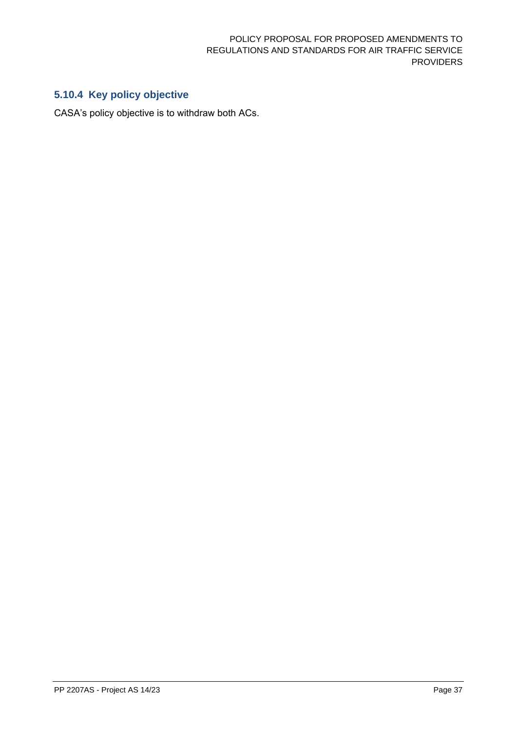### 5.10.4 Key policy objective

CASA’s policy objective is to withdraw both ACs.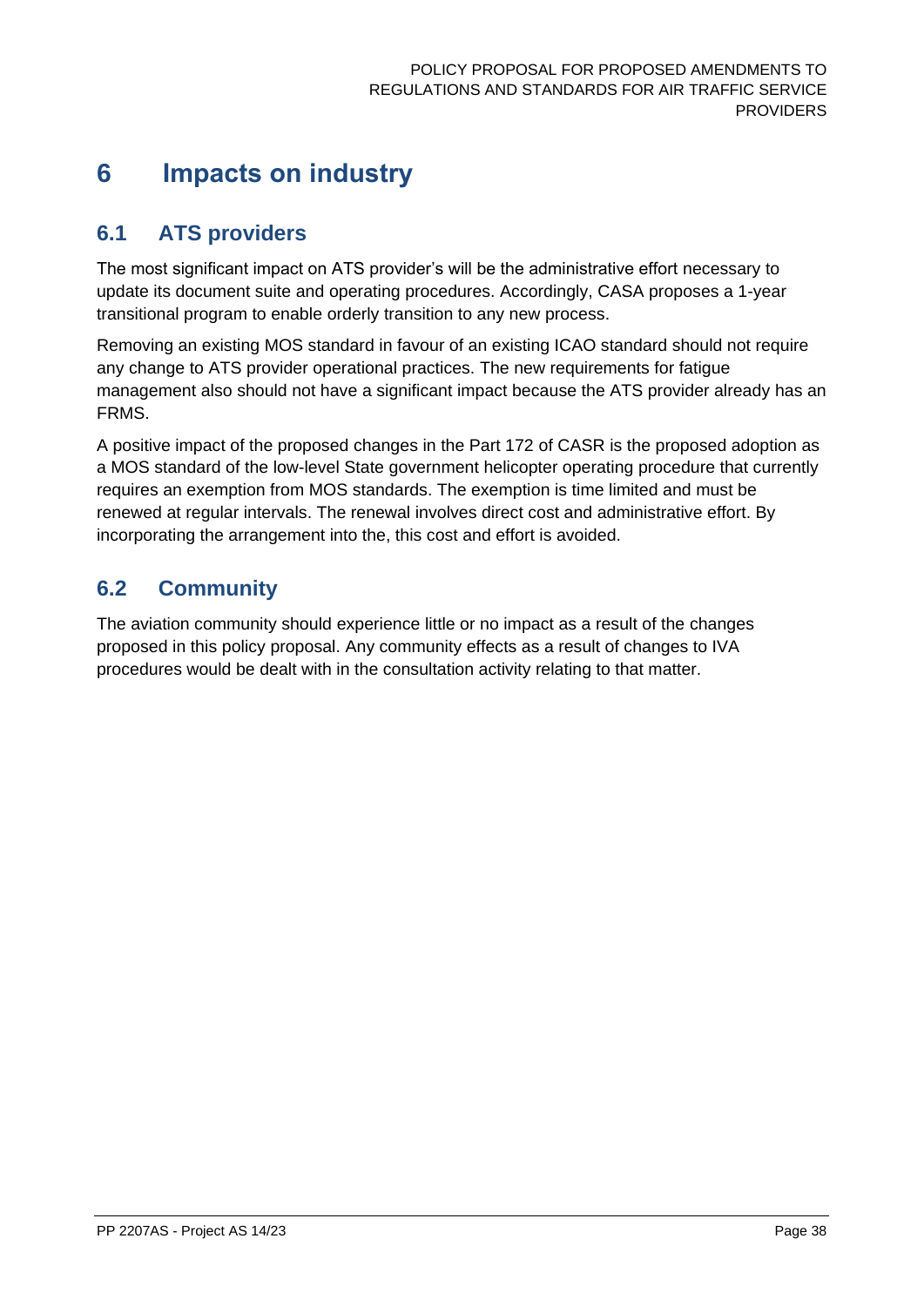# 6 Impacts on industry

## 6.1 ATS providers

The most significant impact on ATS provider's will be the administrative effort necessary to update its document suite and operating procedures. Accordingly, CASA proposes a 1-year transitional program to enable orderly transition to any new process.

Removing an existing MOS standard in favour of an existing ICAO standard should not require any change to ATS provider operational practices. The new requirements for fatigue management also should not have a significant impact because the ATS provider already has an FRMS.

A positive impact of the proposed changes in the Part 172 of CASR is the proposed adoption as a MOS standard of the low-level State government helicopter operating procedure that currently requires an exemption from MOS standards. The exemption is time limited and must be renewed at regular intervals. The renewal involves direct cost and administrative effort. By incorporating the arrangement into the, this cost and effort is avoided.

## 6.2 Community

The aviation community should experience little or no impact as a result of the changes proposed in this policy proposal. Any community effects as a result of changes to IVA procedures would be dealt with in the consultation activity relating to that matter.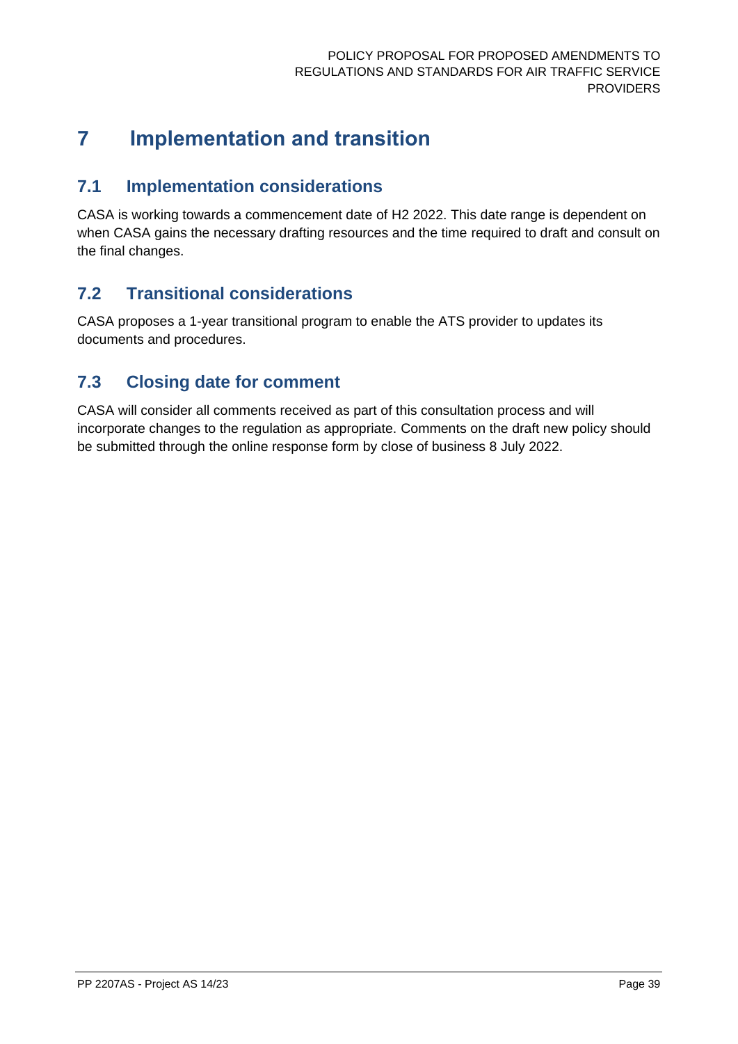# 7 Implementation and transition

## 7.1 Implementation considerations

CASA is working towards a commencement date of H2 2022. This date range is dependent on when CASA gains the necessary drafting resources and the time required to draft and consult on the final changes.

## 7.2 Transitional considerations

CASA proposes a 1-year transitional program to enable the ATS provider to updates its documents and procedures.

## 7.3 Closing date for comment

CASA will consider all comments received as part of this consultation process and will incorporate changes to the regulation as appropriate. Comments on the draft new policy should be submitted through the online response form by close of business 8 July 2022.